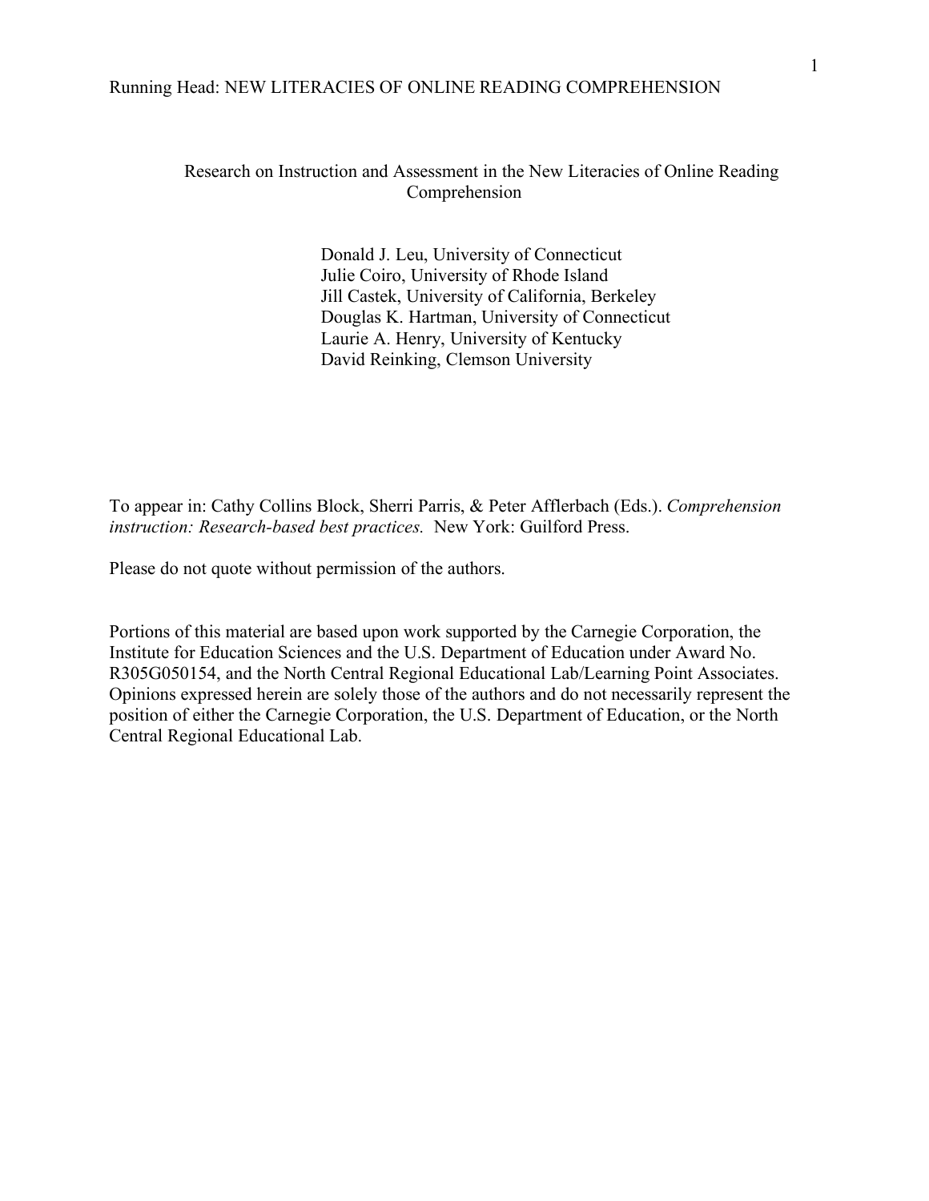# Research on Instruction and Assessment in the New Literacies of Online Reading Comprehension

Donald J. Leu, University of Connecticut
Julie Coiro, University of Rhode Island
Jill Castek, University of California, Berkeley
Douglas K. Hartman, University of Connecticut
Laurie A. Henry, University of Kentucky
David Reinking, Clemson University

To appear in: Cathy Collins Block, Sherri Parris, & Peter Afflerbach (Eds.). *Comprehension instruction: Research-based best practices.* New York: Guilford Press.

Please do not quote without permission of the authors.

Portions of this material are based upon work supported by the Carnegie Corporation, the Institute for Education Sciences and the U.S. Department of Education under Award No. R305G050154, and the North Central Regional Educational Lab/Learning Point Associates. Opinions expressed herein are solely those of the authors and do not necessarily represent the position of either the Carnegie Corporation, the U.S. Department of Education, or the North Central Regional Educational Lab.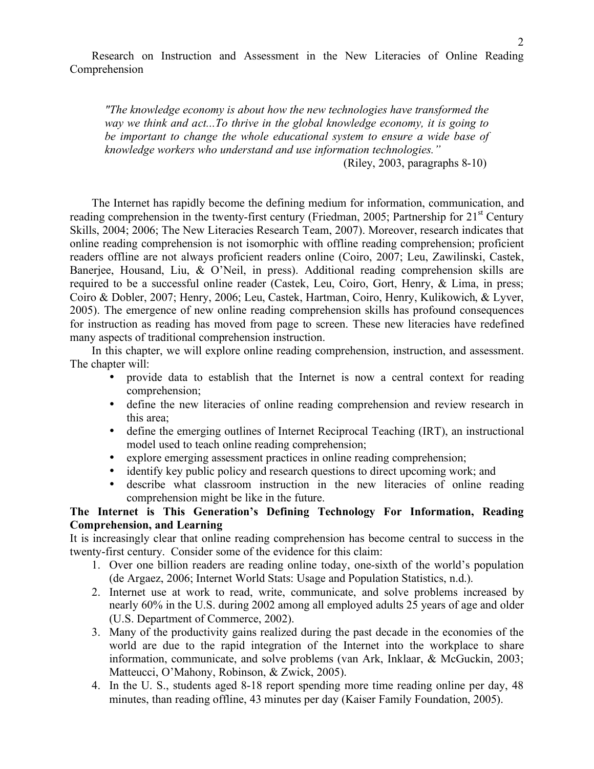Research on Instruction and Assessment in the New Literacies of Online Reading Comprehension

> *"The knowledge economy is about how the new technologies have transformed the way we think and act...To thrive in the global knowledge economy, it is going to be important to change the whole educational system to ensure a wide base of knowledge workers who understand and use information technologies."*
>
> (Riley, 2003, paragraphs 8-10)

The Internet has rapidly become the defining medium for information, communication, and reading comprehension in the twenty-first century (Friedman, 2005; Partnership for 21st Century Skills, 2004; 2006; The New Literacies Research Team, 2007). Moreover, research indicates that online reading comprehension is not isomorphic with offline reading comprehension; proficient readers offline are not always proficient readers online (Coiro, 2007; Leu, Zawilinski, Castek, Banerjee, Housand, Liu, & O'Neil, in press). Additional reading comprehension skills are required to be a successful online reader (Castek, Leu, Coiro, Gort, Henry, & Lima, in press; Coiro & Dobler, 2007; Henry, 2006; Leu, Castek, Hartman, Coiro, Henry, Kulikowich, & Lyver, 2005). The emergence of new online reading comprehension skills has profound consequences for instruction as reading has moved from page to screen. These new literacies have redefined many aspects of traditional comprehension instruction.

In this chapter, we will explore online reading comprehension, instruction, and assessment. The chapter will:

- provide data to establish that the Internet is now a central context for reading comprehension;
- define the new literacies of online reading comprehension and review research in this area;
- define the emerging outlines of Internet Reciprocal Teaching (IRT), an instructional model used to teach online reading comprehension;
- explore emerging assessment practices in online reading comprehension;
- identify key public policy and research questions to direct upcoming work; and
- describe what classroom instruction in the new literacies of online reading comprehension might be like in the future.

**The Internet is This Generation's Defining Technology For Information, Reading Comprehension, and Learning**

It is increasingly clear that online reading comprehension has become central to success in the twenty-first century. Consider some of the evidence for this claim:

1. Over one billion readers are reading online today, one-sixth of the world's population (de Argaez, 2006; Internet World Stats: Usage and Population Statistics, n.d.).
2. Internet use at work to read, write, communicate, and solve problems increased by nearly 60% in the U.S. during 2002 among all employed adults 25 years of age and older (U.S. Department of Commerce, 2002).
3. Many of the productivity gains realized during the past decade in the economies of the world are due to the rapid integration of the Internet into the workplace to share information, communicate, and solve problems (van Ark, Inklaar, & McGuckin, 2003; Matteucci, O'Mahony, Robinson, & Zwick, 2005).
4. In the U. S., students aged 8-18 report spending more time reading online per day, 48 minutes, than reading offline, 43 minutes per day (Kaiser Family Foundation, 2005).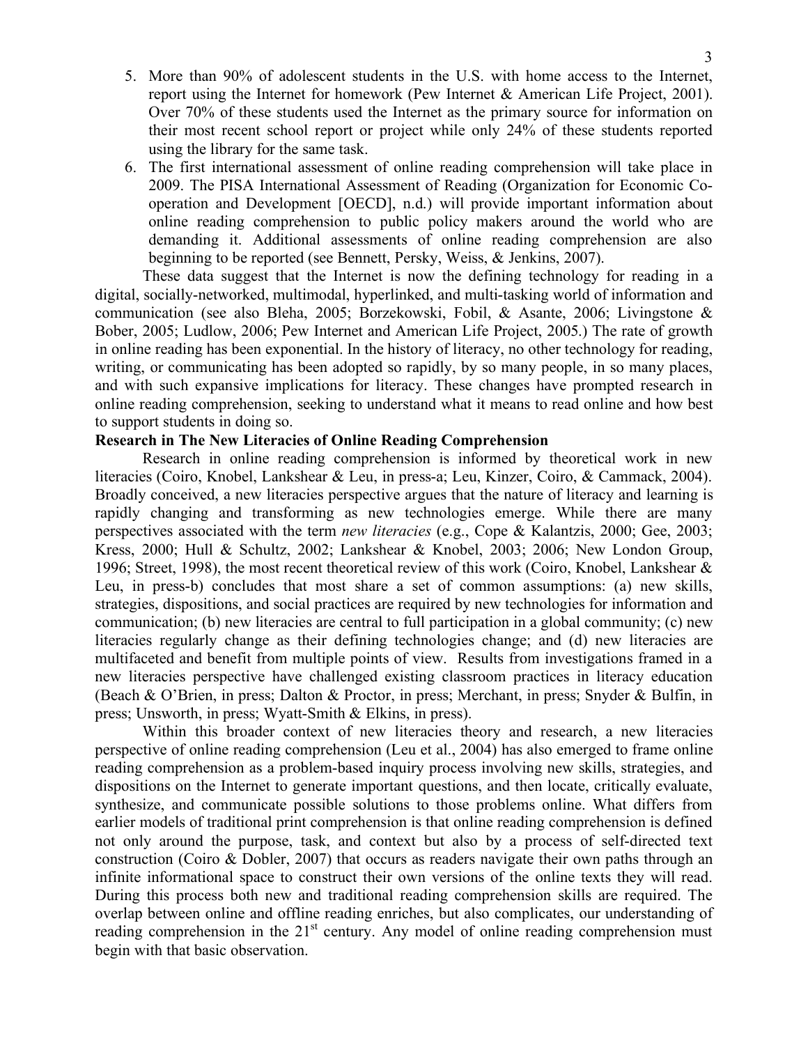5. More than 90% of adolescent students in the U.S. with home access to the Internet, report using the Internet for homework (Pew Internet & American Life Project, 2001). Over 70% of these students used the Internet as the primary source for information on their most recent school report or project while only 24% of these students reported using the library for the same task.
6. The first international assessment of online reading comprehension will take place in 2009. The PISA International Assessment of Reading (Organization for Economic Co-operation and Development [OECD], n.d.) will provide important information about online reading comprehension to public policy makers around the world who are demanding it. Additional assessments of online reading comprehension are also beginning to be reported (see Bennett, Persky, Weiss, & Jenkins, 2007).

These data suggest that the Internet is now the defining technology for reading in a digital, socially-networked, multimodal, hyperlinked, and multi-tasking world of information and communication (see also Bleha, 2005; Borzekowski, Fobil, & Asante, 2006; Livingstone & Bober, 2005; Ludlow, 2006; Pew Internet and American Life Project, 2005.) The rate of growth in online reading has been exponential. In the history of literacy, no other technology for reading, writing, or communicating has been adopted so rapidly, by so many people, in so many places, and with such expansive implications for literacy. These changes have prompted research in online reading comprehension, seeking to understand what it means to read online and how best to support students in doing so.

**Research in The New Literacies of Online Reading Comprehension**

Research in online reading comprehension is informed by theoretical work in new literacies (Coiro, Knobel, Lankshear & Leu, in press-a; Leu, Kinzer, Coiro, & Cammack, 2004). Broadly conceived, a new literacies perspective argues that the nature of literacy and learning is rapidly changing and transforming as new technologies emerge. While there are many perspectives associated with the term *new literacies* (e.g., Cope & Kalantzis, 2000; Gee, 2003; Kress, 2000; Hull & Schultz, 2002; Lankshear & Knobel, 2003; 2006; New London Group, 1996; Street, 1998), the most recent theoretical review of this work (Coiro, Knobel, Lankshear & Leu, in press-b) concludes that most share a set of common assumptions: (a) new skills, strategies, dispositions, and social practices are required by new technologies for information and communication; (b) new literacies are central to full participation in a global community; (c) new literacies regularly change as their defining technologies change; and (d) new literacies are multifaceted and benefit from multiple points of view. Results from investigations framed in a new literacies perspective have challenged existing classroom practices in literacy education (Beach & O'Brien, in press; Dalton & Proctor, in press; Merchant, in press; Snyder & Bulfin, in press; Unsworth, in press; Wyatt-Smith & Elkins, in press).

Within this broader context of new literacies theory and research, a new literacies perspective of online reading comprehension (Leu et al., 2004) has also emerged to frame online reading comprehension as a problem-based inquiry process involving new skills, strategies, and dispositions on the Internet to generate important questions, and then locate, critically evaluate, synthesize, and communicate possible solutions to those problems online. What differs from earlier models of traditional print comprehension is that online reading comprehension is defined not only around the purpose, task, and context but also by a process of self-directed text construction (Coiro & Dobler, 2007) that occurs as readers navigate their own paths through an infinite informational space to construct their own versions of the online texts they will read. During this process both new and traditional reading comprehension skills are required. The overlap between online and offline reading enriches, but also complicates, our understanding of reading comprehension in the 21st century. Any model of online reading comprehension must begin with that basic observation.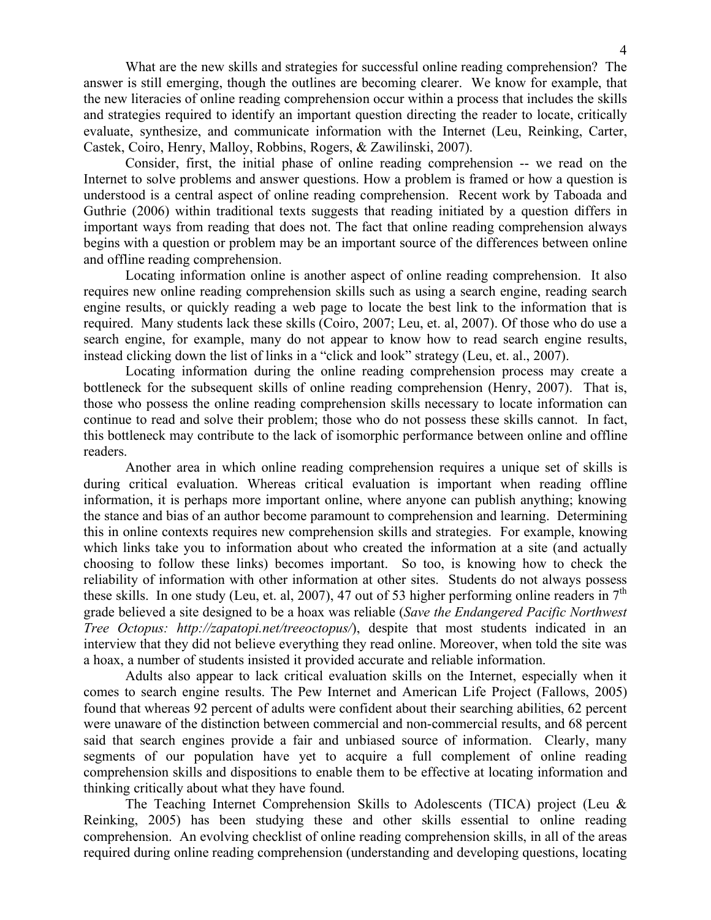What are the new skills and strategies for successful online reading comprehension? The answer is still emerging, though the outlines are becoming clearer. We know for example, that the new literacies of online reading comprehension occur within a process that includes the skills and strategies required to identify an important question directing the reader to locate, critically evaluate, synthesize, and communicate information with the Internet (Leu, Reinking, Carter, Castek, Coiro, Henry, Malloy, Robbins, Rogers, & Zawilinski, 2007).

Consider, first, the initial phase of online reading comprehension -- we read on the Internet to solve problems and answer questions. How a problem is framed or how a question is understood is a central aspect of online reading comprehension. Recent work by Taboada and Guthrie (2006) within traditional texts suggests that reading initiated by a question differs in important ways from reading that does not. The fact that online reading comprehension always begins with a question or problem may be an important source of the differences between online and offline reading comprehension.

Locating information online is another aspect of online reading comprehension. It also requires new online reading comprehension skills such as using a search engine, reading search engine results, or quickly reading a web page to locate the best link to the information that is required. Many students lack these skills (Coiro, 2007; Leu, et. al, 2007). Of those who do use a search engine, for example, many do not appear to know how to read search engine results, instead clicking down the list of links in a "click and look" strategy (Leu, et. al., 2007).

Locating information during the online reading comprehension process may create a bottleneck for the subsequent skills of online reading comprehension (Henry, 2007). That is, those who possess the online reading comprehension skills necessary to locate information can continue to read and solve their problem; those who do not possess these skills cannot. In fact, this bottleneck may contribute to the lack of isomorphic performance between online and offline readers.

Another area in which online reading comprehension requires a unique set of skills is during critical evaluation. Whereas critical evaluation is important when reading offline information, it is perhaps more important online, where anyone can publish anything; knowing the stance and bias of an author become paramount to comprehension and learning. Determining this in online contexts requires new comprehension skills and strategies. For example, knowing which links take you to information about who created the information at a site (and actually choosing to follow these links) becomes important. So too, is knowing how to check the reliability of information with other information at other sites. Students do not always possess these skills. In one study (Leu, et. al, 2007), 47 out of 53 higher performing online readers in 7th grade believed a site designed to be a hoax was reliable (*Save the Endangered Pacific Northwest Tree Octopus: http://zapatopi.net/treeoctopus/*), despite that most students indicated in an interview that they did not believe everything they read online. Moreover, when told the site was a hoax, a number of students insisted it provided accurate and reliable information.

Adults also appear to lack critical evaluation skills on the Internet, especially when it comes to search engine results. The Pew Internet and American Life Project (Fallows, 2005) found that whereas 92 percent of adults were confident about their searching abilities, 62 percent were unaware of the distinction between commercial and non-commercial results, and 68 percent said that search engines provide a fair and unbiased source of information. Clearly, many segments of our population have yet to acquire a full complement of online reading comprehension skills and dispositions to enable them to be effective at locating information and thinking critically about what they have found.

The Teaching Internet Comprehension Skills to Adolescents (TICA) project (Leu & Reinking, 2005) has been studying these and other skills essential to online reading comprehension. An evolving checklist of online reading comprehension skills, in all of the areas required during online reading comprehension (understanding and developing questions, locating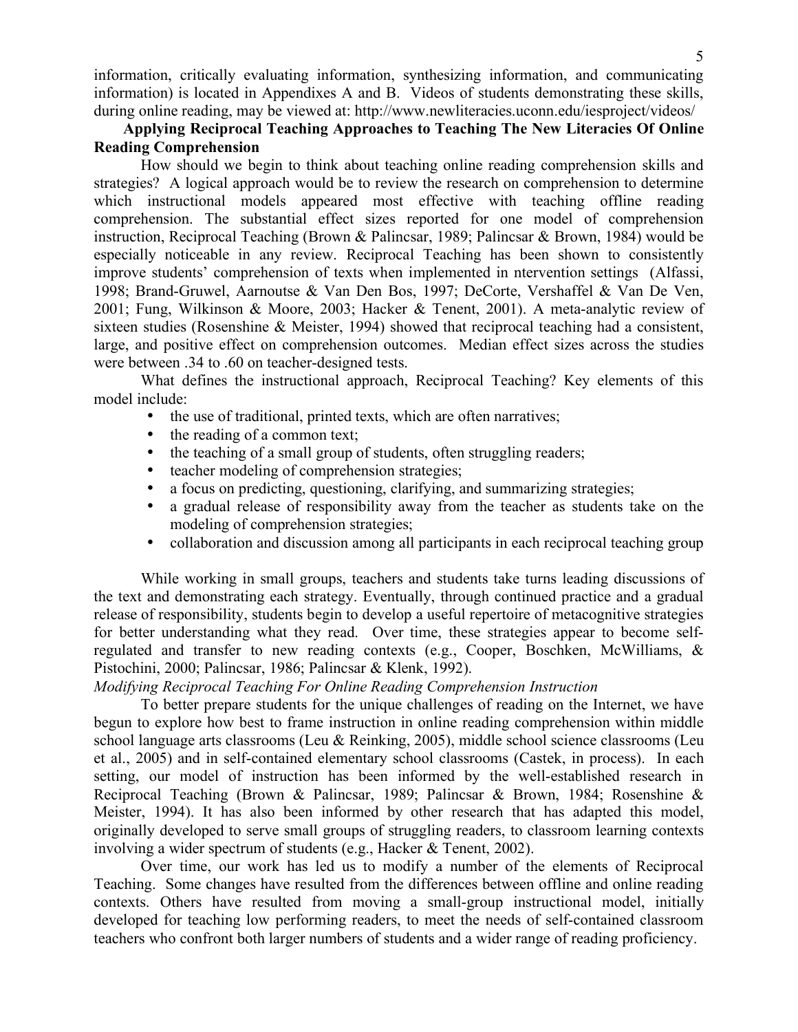information, critically evaluating information, synthesizing information, and communicating information) is located in Appendixes A and B. Videos of students demonstrating these skills, during online reading, may be viewed at: http://www.newliteracies.uconn.edu/iesproject/videos/

## Applying Reciprocal Teaching Approaches to Teaching The New Literacies Of Online Reading Comprehension

How should we begin to think about teaching online reading comprehension skills and strategies? A logical approach would be to review the research on comprehension to determine which instructional models appeared most effective with teaching offline reading comprehension. The substantial effect sizes reported for one model of comprehension instruction, Reciprocal Teaching (Brown & Palincsar, 1989; Palincsar & Brown, 1984) would be especially noticeable in any review. Reciprocal Teaching has been shown to consistently improve students' comprehension of texts when implemented in ntervention settings (Alfassi, 1998; Brand-Gruwel, Aarnoutse & Van Den Bos, 1997; DeCorte, Vershaffel & Van De Ven, 2001; Fung, Wilkinson & Moore, 2003; Hacker & Tenent, 2001). A meta-analytic review of sixteen studies (Rosenshine & Meister, 1994) showed that reciprocal teaching had a consistent, large, and positive effect on comprehension outcomes. Median effect sizes across the studies were between .34 to .60 on teacher-designed tests.

What defines the instructional approach, Reciprocal Teaching? Key elements of this model include:

- the use of traditional, printed texts, which are often narratives;
- the reading of a common text;
- the teaching of a small group of students, often struggling readers;
- teacher modeling of comprehension strategies;
- a focus on predicting, questioning, clarifying, and summarizing strategies;
- a gradual release of responsibility away from the teacher as students take on the modeling of comprehension strategies;
- collaboration and discussion among all participants in each reciprocal teaching group

While working in small groups, teachers and students take turns leading discussions of the text and demonstrating each strategy. Eventually, through continued practice and a gradual release of responsibility, students begin to develop a useful repertoire of metacognitive strategies for better understanding what they read. Over time, these strategies appear to become self-regulated and transfer to new reading contexts (e.g., Cooper, Boschken, McWilliams, & Pistochini, 2000; Palincsar, 1986; Palincsar & Klenk, 1992).

### *Modifying Reciprocal Teaching For Online Reading Comprehension Instruction*

To better prepare students for the unique challenges of reading on the Internet, we have begun to explore how best to frame instruction in online reading comprehension within middle school language arts classrooms (Leu & Reinking, 2005), middle school science classrooms (Leu et al., 2005) and in self-contained elementary school classrooms (Castek, in process). In each setting, our model of instruction has been informed by the well-established research in Reciprocal Teaching (Brown & Palincsar, 1989; Palincsar & Brown, 1984; Rosenshine & Meister, 1994). It has also been informed by other research that has adapted this model, originally developed to serve small groups of struggling readers, to classroom learning contexts involving a wider spectrum of students (e.g., Hacker & Tenent, 2002).

Over time, our work has led us to modify a number of the elements of Reciprocal Teaching. Some changes have resulted from the differences between offline and online reading contexts. Others have resulted from moving a small-group instructional model, initially developed for teaching low performing readers, to meet the needs of self-contained classroom teachers who confront both larger numbers of students and a wider range of reading proficiency.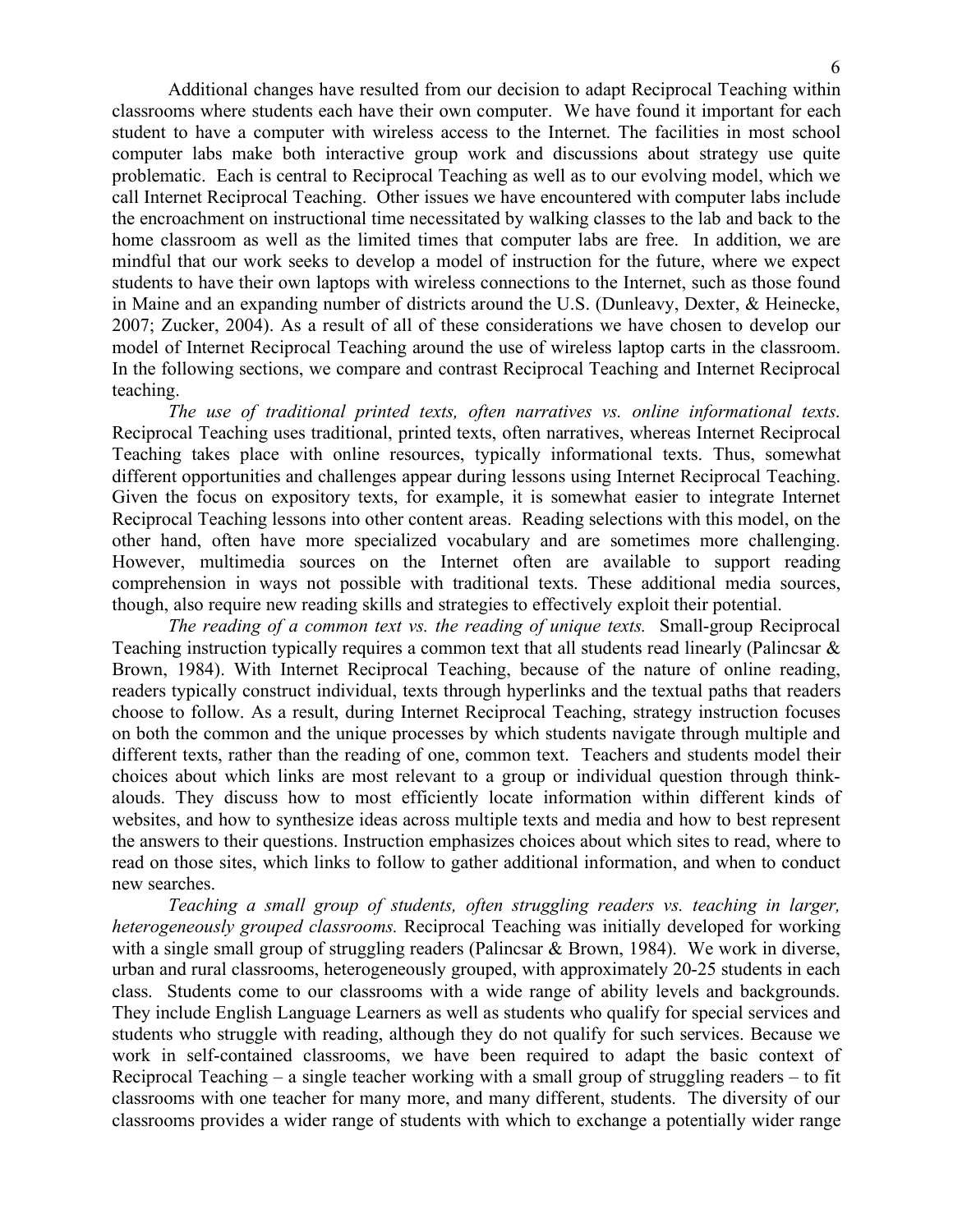Additional changes have resulted from our decision to adapt Reciprocal Teaching within classrooms where students each have their own computer. We have found it important for each student to have a computer with wireless access to the Internet. The facilities in most school computer labs make both interactive group work and discussions about strategy use quite problematic. Each is central to Reciprocal Teaching as well as to our evolving model, which we call Internet Reciprocal Teaching. Other issues we have encountered with computer labs include the encroachment on instructional time necessitated by walking classes to the lab and back to the home classroom as well as the limited times that computer labs are free. In addition, we are mindful that our work seeks to develop a model of instruction for the future, where we expect students to have their own laptops with wireless connections to the Internet, such as those found in Maine and an expanding number of districts around the U.S. (Dunleavy, Dexter, & Heinecke, 2007; Zucker, 2004). As a result of all of these considerations we have chosen to develop our model of Internet Reciprocal Teaching around the use of wireless laptop carts in the classroom. In the following sections, we compare and contrast Reciprocal Teaching and Internet Reciprocal teaching.

*The use of traditional printed texts, often narratives vs. online informational texts.* Reciprocal Teaching uses traditional, printed texts, often narratives, whereas Internet Reciprocal Teaching takes place with online resources, typically informational texts. Thus, somewhat different opportunities and challenges appear during lessons using Internet Reciprocal Teaching. Given the focus on expository texts, for example, it is somewhat easier to integrate Internet Reciprocal Teaching lessons into other content areas. Reading selections with this model, on the other hand, often have more specialized vocabulary and are sometimes more challenging. However, multimedia sources on the Internet often are available to support reading comprehension in ways not possible with traditional texts. These additional media sources, though, also require new reading skills and strategies to effectively exploit their potential.

*The reading of a common text vs. the reading of unique texts.* Small-group Reciprocal Teaching instruction typically requires a common text that all students read linearly (Palincsar & Brown, 1984). With Internet Reciprocal Teaching, because of the nature of online reading, readers typically construct individual, texts through hyperlinks and the textual paths that readers choose to follow. As a result, during Internet Reciprocal Teaching, strategy instruction focuses on both the common and the unique processes by which students navigate through multiple and different texts, rather than the reading of one, common text. Teachers and students model their choices about which links are most relevant to a group or individual question through think-alouds. They discuss how to most efficiently locate information within different kinds of websites, and how to synthesize ideas across multiple texts and media and how to best represent the answers to their questions. Instruction emphasizes choices about which sites to read, where to read on those sites, which links to follow to gather additional information, and when to conduct new searches.

*Teaching a small group of students, often struggling readers vs. teaching in larger, heterogeneously grouped classrooms.* Reciprocal Teaching was initially developed for working with a single small group of struggling readers (Palincsar & Brown, 1984). We work in diverse, urban and rural classrooms, heterogeneously grouped, with approximately 20-25 students in each class. Students come to our classrooms with a wide range of ability levels and backgrounds. They include English Language Learners as well as students who qualify for special services and students who struggle with reading, although they do not qualify for such services. Because we work in self-contained classrooms, we have been required to adapt the basic context of Reciprocal Teaching – a single teacher working with a small group of struggling readers – to fit classrooms with one teacher for many more, and many different, students. The diversity of our classrooms provides a wider range of students with which to exchange a potentially wider range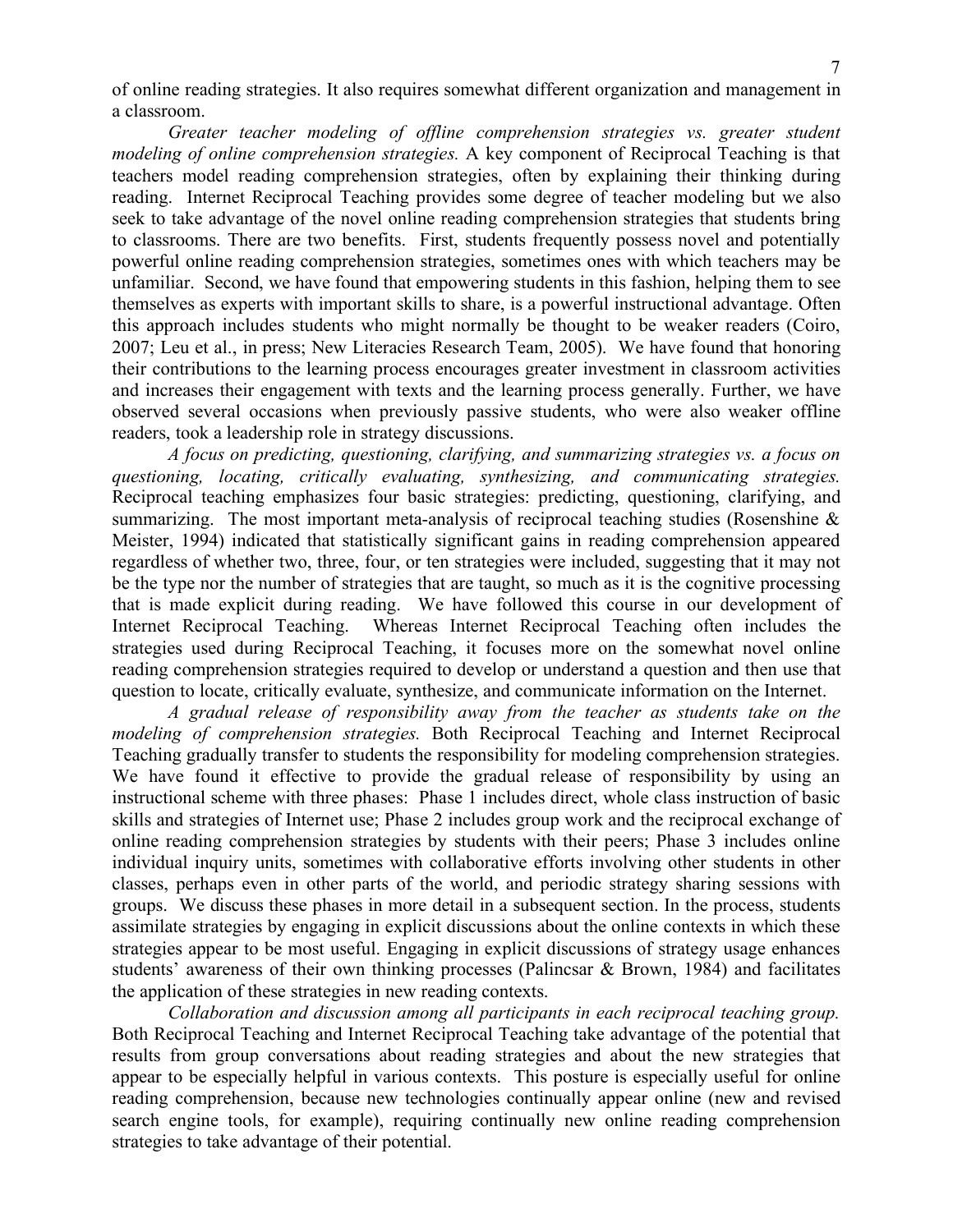of online reading strategies. It also requires somewhat different organization and management in a classroom.

*Greater teacher modeling of offline comprehension strategies vs. greater student modeling of online comprehension strategies.* A key component of Reciprocal Teaching is that teachers model reading comprehension strategies, often by explaining their thinking during reading. Internet Reciprocal Teaching provides some degree of teacher modeling but we also seek to take advantage of the novel online reading comprehension strategies that students bring to classrooms. There are two benefits. First, students frequently possess novel and potentially powerful online reading comprehension strategies, sometimes ones with which teachers may be unfamiliar. Second, we have found that empowering students in this fashion, helping them to see themselves as experts with important skills to share, is a powerful instructional advantage. Often this approach includes students who might normally be thought to be weaker readers (Coiro, 2007; Leu et al., in press; New Literacies Research Team, 2005). We have found that honoring their contributions to the learning process encourages greater investment in classroom activities and increases their engagement with texts and the learning process generally. Further, we have observed several occasions when previously passive students, who were also weaker offline readers, took a leadership role in strategy discussions.

*A focus on predicting, questioning, clarifying, and summarizing strategies vs. a focus on questioning, locating, critically evaluating, synthesizing, and communicating strategies.* Reciprocal teaching emphasizes four basic strategies: predicting, questioning, clarifying, and summarizing. The most important meta-analysis of reciprocal teaching studies (Rosenshine & Meister, 1994) indicated that statistically significant gains in reading comprehension appeared regardless of whether two, three, four, or ten strategies were included, suggesting that it may not be the type nor the number of strategies that are taught, so much as it is the cognitive processing that is made explicit during reading. We have followed this course in our development of Internet Reciprocal Teaching. Whereas Internet Reciprocal Teaching often includes the strategies used during Reciprocal Teaching, it focuses more on the somewhat novel online reading comprehension strategies required to develop or understand a question and then use that question to locate, critically evaluate, synthesize, and communicate information on the Internet.

*A gradual release of responsibility away from the teacher as students take on the modeling of comprehension strategies.* Both Reciprocal Teaching and Internet Reciprocal Teaching gradually transfer to students the responsibility for modeling comprehension strategies. We have found it effective to provide the gradual release of responsibility by using an instructional scheme with three phases: Phase 1 includes direct, whole class instruction of basic skills and strategies of Internet use; Phase 2 includes group work and the reciprocal exchange of online reading comprehension strategies by students with their peers; Phase 3 includes online individual inquiry units, sometimes with collaborative efforts involving other students in other classes, perhaps even in other parts of the world, and periodic strategy sharing sessions with groups. We discuss these phases in more detail in a subsequent section. In the process, students assimilate strategies by engaging in explicit discussions about the online contexts in which these strategies appear to be most useful. Engaging in explicit discussions of strategy usage enhances students' awareness of their own thinking processes (Palincsar & Brown, 1984) and facilitates the application of these strategies in new reading contexts.

*Collaboration and discussion among all participants in each reciprocal teaching group.* Both Reciprocal Teaching and Internet Reciprocal Teaching take advantage of the potential that results from group conversations about reading strategies and about the new strategies that appear to be especially helpful in various contexts. This posture is especially useful for online reading comprehension, because new technologies continually appear online (new and revised search engine tools, for example), requiring continually new online reading comprehension strategies to take advantage of their potential.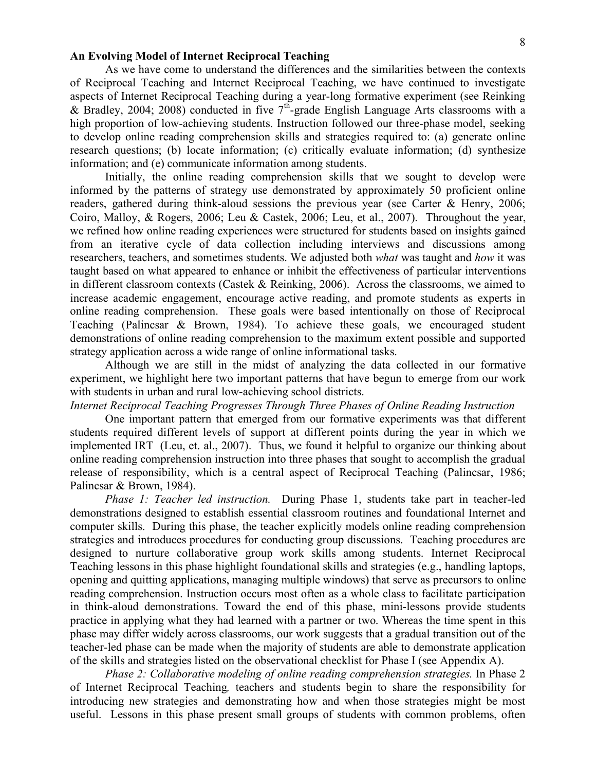## An Evolving Model of Internet Reciprocal Teaching

As we have come to understand the differences and the similarities between the contexts of Reciprocal Teaching and Internet Reciprocal Teaching, we have continued to investigate aspects of Internet Reciprocal Teaching during a year-long formative experiment (see Reinking & Bradley, 2004; 2008) conducted in five 7th-grade English Language Arts classrooms with a high proportion of low-achieving students. Instruction followed our three-phase model, seeking to develop online reading comprehension skills and strategies required to: (a) generate online research questions; (b) locate information; (c) critically evaluate information; (d) synthesize information; and (e) communicate information among students.

Initially, the online reading comprehension skills that we sought to develop were informed by the patterns of strategy use demonstrated by approximately 50 proficient online readers, gathered during think-aloud sessions the previous year (see Carter & Henry, 2006; Coiro, Malloy, & Rogers, 2006; Leu & Castek, 2006; Leu, et al., 2007). Throughout the year, we refined how online reading experiences were structured for students based on insights gained from an iterative cycle of data collection including interviews and discussions among researchers, teachers, and sometimes students. We adjusted both *what* was taught and *how* it was taught based on what appeared to enhance or inhibit the effectiveness of particular interventions in different classroom contexts (Castek & Reinking, 2006). Across the classrooms, we aimed to increase academic engagement, encourage active reading, and promote students as experts in online reading comprehension. These goals were based intentionally on those of Reciprocal Teaching (Palincsar & Brown, 1984). To achieve these goals, we encouraged student demonstrations of online reading comprehension to the maximum extent possible and supported strategy application across a wide range of online informational tasks.

Although we are still in the midst of analyzing the data collected in our formative experiment, we highlight here two important patterns that have begun to emerge from our work with students in urban and rural low-achieving school districts.

*Internet Reciprocal Teaching Progresses Through Three Phases of Online Reading Instruction*

One important pattern that emerged from our formative experiments was that different students required different levels of support at different points during the year in which we implemented IRT (Leu, et. al., 2007). Thus, we found it helpful to organize our thinking about online reading comprehension instruction into three phases that sought to accomplish the gradual release of responsibility, which is a central aspect of Reciprocal Teaching (Palincsar, 1986; Palincsar & Brown, 1984).

*Phase 1: Teacher led instruction.* During Phase 1, students take part in teacher-led demonstrations designed to establish essential classroom routines and foundational Internet and computer skills. During this phase, the teacher explicitly models online reading comprehension strategies and introduces procedures for conducting group discussions. Teaching procedures are designed to nurture collaborative group work skills among students. Internet Reciprocal Teaching lessons in this phase highlight foundational skills and strategies (e.g., handling laptops, opening and quitting applications, managing multiple windows) that serve as precursors to online reading comprehension. Instruction occurs most often as a whole class to facilitate participation in think-aloud demonstrations. Toward the end of this phase, mini-lessons provide students practice in applying what they had learned with a partner or two. Whereas the time spent in this phase may differ widely across classrooms, our work suggests that a gradual transition out of the teacher-led phase can be made when the majority of students are able to demonstrate application of the skills and strategies listed on the observational checklist for Phase I (see Appendix A).

*Phase 2: Collaborative modeling of online reading comprehension strategies.* In Phase 2 of Internet Reciprocal Teaching, teachers and students begin to share the responsibility for introducing new strategies and demonstrating how and when those strategies might be most useful. Lessons in this phase present small groups of students with common problems, often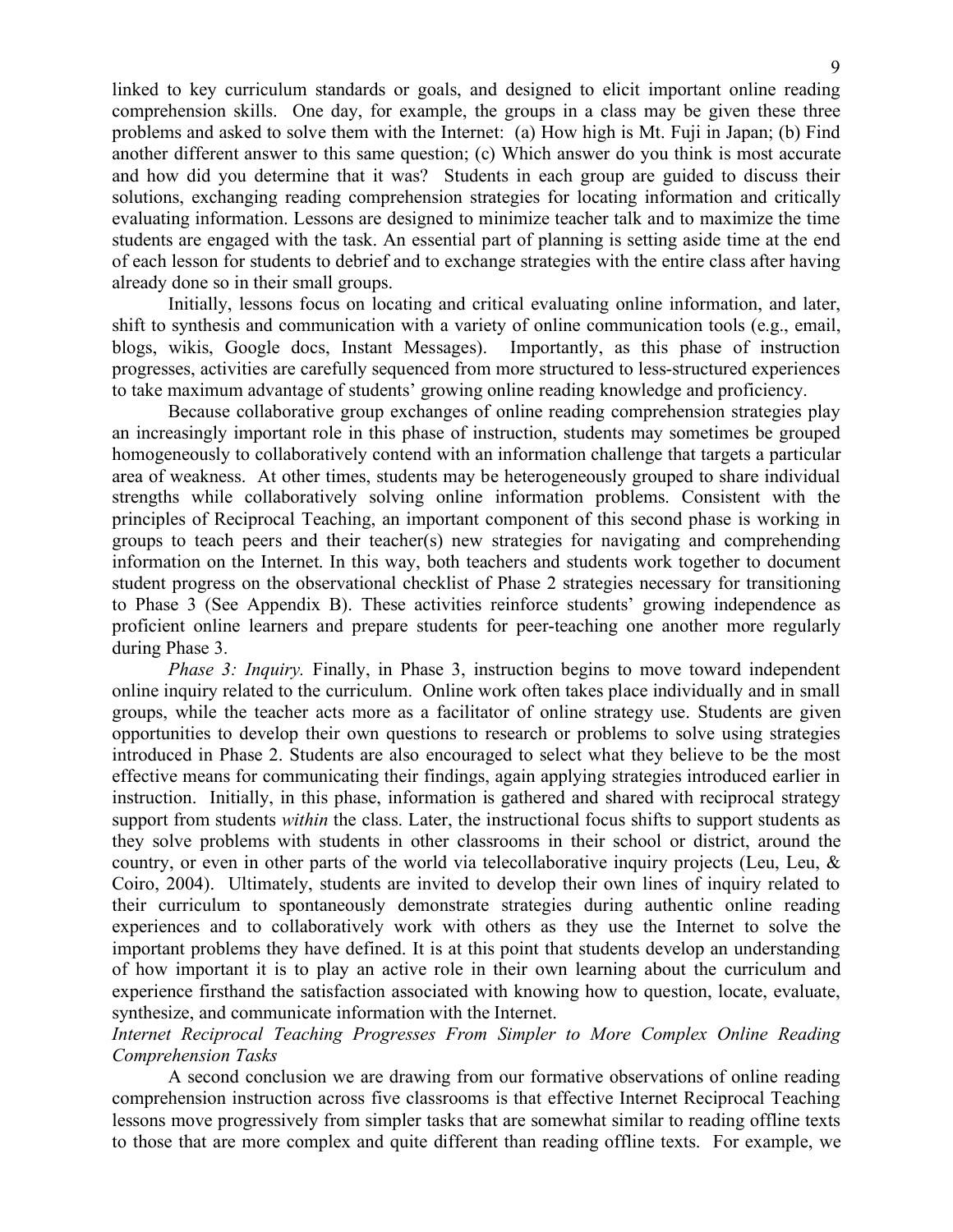linked to key curriculum standards or goals, and designed to elicit important online reading comprehension skills. One day, for example, the groups in a class may be given these three problems and asked to solve them with the Internet: (a) How high is Mt. Fuji in Japan; (b) Find another different answer to this same question; (c) Which answer do you think is most accurate and how did you determine that it was? Students in each group are guided to discuss their solutions, exchanging reading comprehension strategies for locating information and critically evaluating information. Lessons are designed to minimize teacher talk and to maximize the time students are engaged with the task. An essential part of planning is setting aside time at the end of each lesson for students to debrief and to exchange strategies with the entire class after having already done so in their small groups.

Initially, lessons focus on locating and critical evaluating online information, and later, shift to synthesis and communication with a variety of online communication tools (e.g., email, blogs, wikis, Google docs, Instant Messages). Importantly, as this phase of instruction progresses, activities are carefully sequenced from more structured to less-structured experiences to take maximum advantage of students' growing online reading knowledge and proficiency.

Because collaborative group exchanges of online reading comprehension strategies play an increasingly important role in this phase of instruction, students may sometimes be grouped homogeneously to collaboratively contend with an information challenge that targets a particular area of weakness. At other times, students may be heterogeneously grouped to share individual strengths while collaboratively solving online information problems. Consistent with the principles of Reciprocal Teaching, an important component of this second phase is working in groups to teach peers and their teacher(s) new strategies for navigating and comprehending information on the Internet. In this way, both teachers and students work together to document student progress on the observational checklist of Phase 2 strategies necessary for transitioning to Phase 3 (See Appendix B). These activities reinforce students' growing independence as proficient online learners and prepare students for peer-teaching one another more regularly during Phase 3.

*Phase 3: Inquiry.* Finally, in Phase 3, instruction begins to move toward independent online inquiry related to the curriculum. Online work often takes place individually and in small groups, while the teacher acts more as a facilitator of online strategy use. Students are given opportunities to develop their own questions to research or problems to solve using strategies introduced in Phase 2. Students are also encouraged to select what they believe to be the most effective means for communicating their findings, again applying strategies introduced earlier in instruction. Initially, in this phase, information is gathered and shared with reciprocal strategy support from students *within* the class. Later, the instructional focus shifts to support students as they solve problems with students in other classrooms in their school or district, around the country, or even in other parts of the world via telecollaborative inquiry projects (Leu, Leu, & Coiro, 2004). Ultimately, students are invited to develop their own lines of inquiry related to their curriculum to spontaneously demonstrate strategies during authentic online reading experiences and to collaboratively work with others as they use the Internet to solve the important problems they have defined. It is at this point that students develop an understanding of how important it is to play an active role in their own learning about the curriculum and experience firsthand the satisfaction associated with knowing how to question, locate, evaluate, synthesize, and communicate information with the Internet.

*Internet Reciprocal Teaching Progresses From Simpler to More Complex Online Reading Comprehension Tasks*

A second conclusion we are drawing from our formative observations of online reading comprehension instruction across five classrooms is that effective Internet Reciprocal Teaching lessons move progressively from simpler tasks that are somewhat similar to reading offline texts to those that are more complex and quite different than reading offline texts. For example, we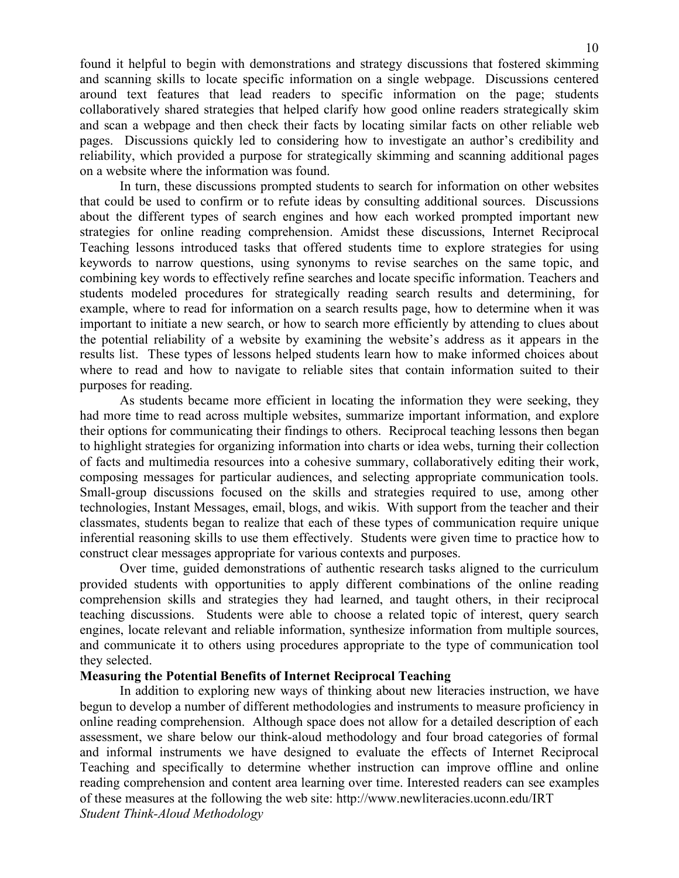found it helpful to begin with demonstrations and strategy discussions that fostered skimming and scanning skills to locate specific information on a single webpage. Discussions centered around text features that lead readers to specific information on the page; students collaboratively shared strategies that helped clarify how good online readers strategically skim and scan a webpage and then check their facts by locating similar facts on other reliable web pages. Discussions quickly led to considering how to investigate an author's credibility and reliability, which provided a purpose for strategically skimming and scanning additional pages on a website where the information was found.

In turn, these discussions prompted students to search for information on other websites that could be used to confirm or to refute ideas by consulting additional sources. Discussions about the different types of search engines and how each worked prompted important new strategies for online reading comprehension. Amidst these discussions, Internet Reciprocal Teaching lessons introduced tasks that offered students time to explore strategies for using keywords to narrow questions, using synonyms to revise searches on the same topic, and combining key words to effectively refine searches and locate specific information. Teachers and students modeled procedures for strategically reading search results and determining, for example, where to read for information on a search results page, how to determine when it was important to initiate a new search, or how to search more efficiently by attending to clues about the potential reliability of a website by examining the website's address as it appears in the results list. These types of lessons helped students learn how to make informed choices about where to read and how to navigate to reliable sites that contain information suited to their purposes for reading.

As students became more efficient in locating the information they were seeking, they had more time to read across multiple websites, summarize important information, and explore their options for communicating their findings to others. Reciprocal teaching lessons then began to highlight strategies for organizing information into charts or idea webs, turning their collection of facts and multimedia resources into a cohesive summary, collaboratively editing their work, composing messages for particular audiences, and selecting appropriate communication tools. Small-group discussions focused on the skills and strategies required to use, among other technologies, Instant Messages, email, blogs, and wikis. With support from the teacher and their classmates, students began to realize that each of these types of communication require unique inferential reasoning skills to use them effectively. Students were given time to practice how to construct clear messages appropriate for various contexts and purposes.

Over time, guided demonstrations of authentic research tasks aligned to the curriculum provided students with opportunities to apply different combinations of the online reading comprehension skills and strategies they had learned, and taught others, in their reciprocal teaching discussions. Students were able to choose a related topic of interest, query search engines, locate relevant and reliable information, synthesize information from multiple sources, and communicate it to others using procedures appropriate to the type of communication tool they selected.

**Measuring the Potential Benefits of Internet Reciprocal Teaching**

In addition to exploring new ways of thinking about new literacies instruction, we have begun to develop a number of different methodologies and instruments to measure proficiency in online reading comprehension. Although space does not allow for a detailed description of each assessment, we share below our think-aloud methodology and four broad categories of formal and informal instruments we have designed to evaluate the effects of Internet Reciprocal Teaching and specifically to determine whether instruction can improve offline and online reading comprehension and content area learning over time. Interested readers can see examples of these measures at the following the web site: http://www.newliteracies.uconn.edu/IRT

*Student Think-Aloud Methodology*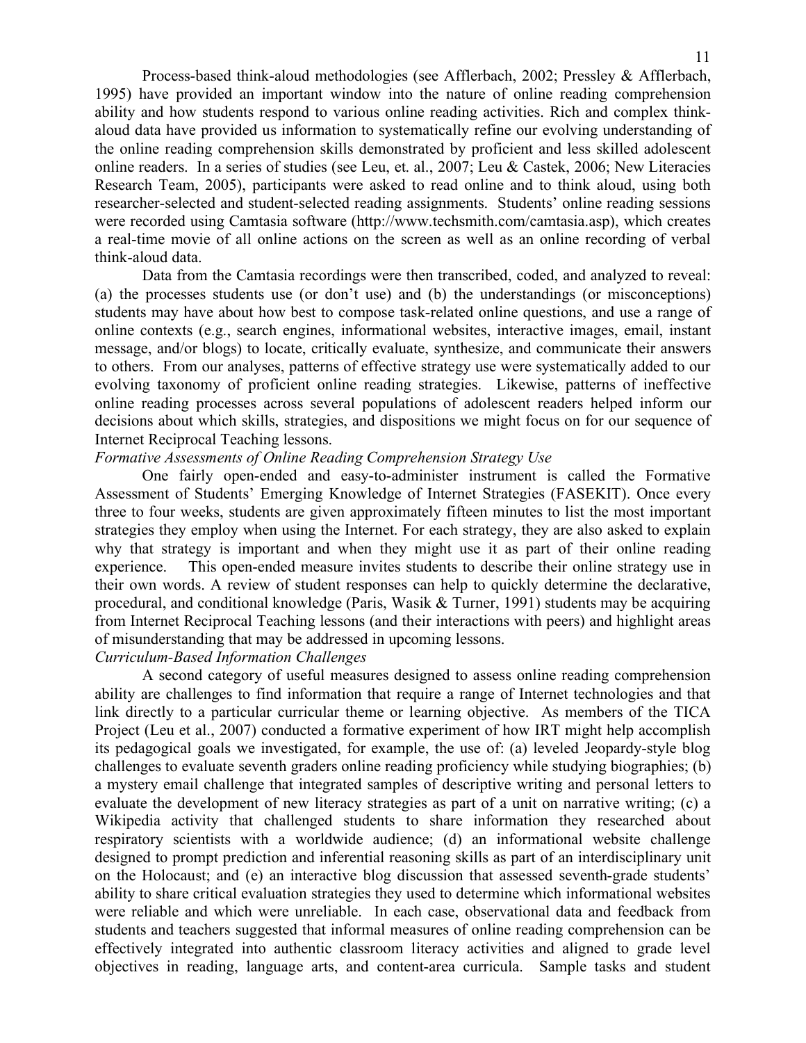Process-based think-aloud methodologies (see Afflerbach, 2002; Pressley & Afflerbach, 1995) have provided an important window into the nature of online reading comprehension ability and how students respond to various online reading activities. Rich and complex think-aloud data have provided us information to systematically refine our evolving understanding of the online reading comprehension skills demonstrated by proficient and less skilled adolescent online readers. In a series of studies (see Leu, et. al., 2007; Leu & Castek, 2006; New Literacies Research Team, 2005), participants were asked to read online and to think aloud, using both researcher-selected and student-selected reading assignments. Students' online reading sessions were recorded using Camtasia software (http://www.techsmith.com/camtasia.asp), which creates a real-time movie of all online actions on the screen as well as an online recording of verbal think-aloud data.

Data from the Camtasia recordings were then transcribed, coded, and analyzed to reveal: (a) the processes students use (or don't use) and (b) the understandings (or misconceptions) students may have about how best to compose task-related online questions, and use a range of online contexts (e.g., search engines, informational websites, interactive images, email, instant message, and/or blogs) to locate, critically evaluate, synthesize, and communicate their answers to others. From our analyses, patterns of effective strategy use were systematically added to our evolving taxonomy of proficient online reading strategies. Likewise, patterns of ineffective online reading processes across several populations of adolescent readers helped inform our decisions about which skills, strategies, and dispositions we might focus on for our sequence of Internet Reciprocal Teaching lessons.

*Formative Assessments of Online Reading Comprehension Strategy Use*

One fairly open-ended and easy-to-administer instrument is called the Formative Assessment of Students' Emerging Knowledge of Internet Strategies (FASEKIT). Once every three to four weeks, students are given approximately fifteen minutes to list the most important strategies they employ when using the Internet. For each strategy, they are also asked to explain why that strategy is important and when they might use it as part of their online reading experience. This open-ended measure invites students to describe their online strategy use in their own words. A review of student responses can help to quickly determine the declarative, procedural, and conditional knowledge (Paris, Wasik & Turner, 1991) students may be acquiring from Internet Reciprocal Teaching lessons (and their interactions with peers) and highlight areas of misunderstanding that may be addressed in upcoming lessons.

*Curriculum-Based Information Challenges*

A second category of useful measures designed to assess online reading comprehension ability are challenges to find information that require a range of Internet technologies and that link directly to a particular curricular theme or learning objective. As members of the TICA Project (Leu et al., 2007) conducted a formative experiment of how IRT might help accomplish its pedagogical goals we investigated, for example, the use of: (a) leveled Jeopardy-style blog challenges to evaluate seventh graders online reading proficiency while studying biographies; (b) a mystery email challenge that integrated samples of descriptive writing and personal letters to evaluate the development of new literacy strategies as part of a unit on narrative writing; (c) a Wikipedia activity that challenged students to share information they researched about respiratory scientists with a worldwide audience; (d) an informational website challenge designed to prompt prediction and inferential reasoning skills as part of an interdisciplinary unit on the Holocaust; and (e) an interactive blog discussion that assessed seventh-grade students' ability to share critical evaluation strategies they used to determine which informational websites were reliable and which were unreliable. In each case, observational data and feedback from students and teachers suggested that informal measures of online reading comprehension can be effectively integrated into authentic classroom literacy activities and aligned to grade level objectives in reading, language arts, and content-area curricula. Sample tasks and student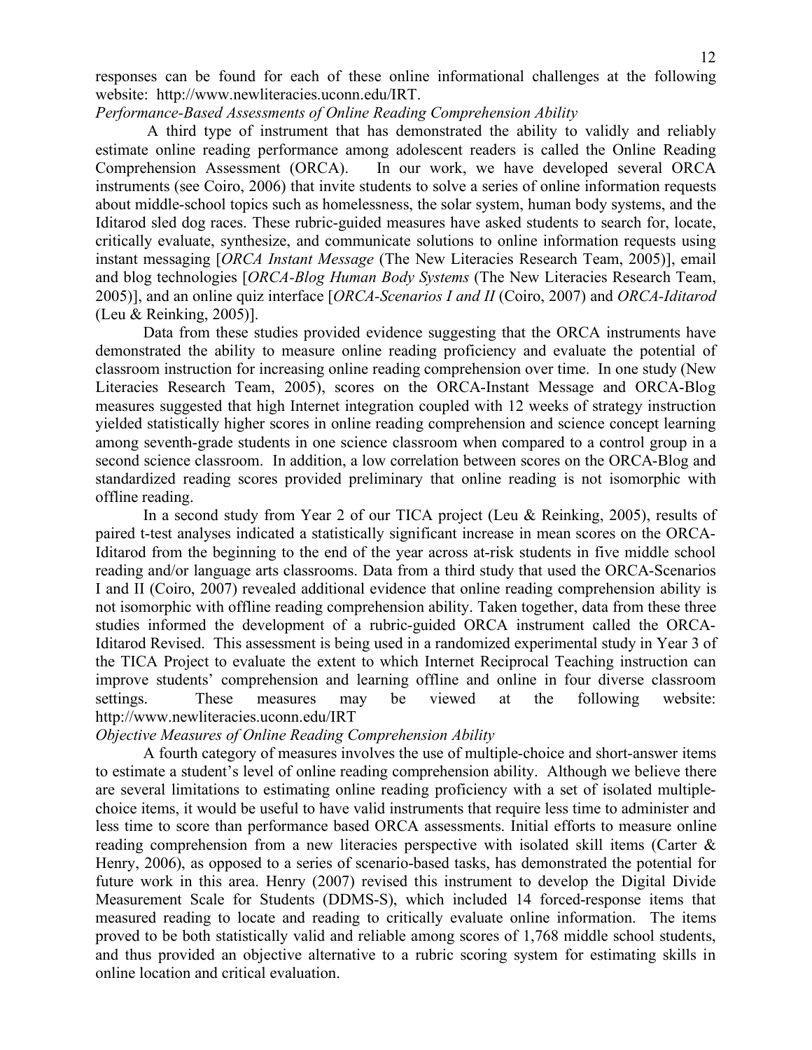responses can be found for each of these online informational challenges at the following website: http://www.newliteracies.uconn.edu/IRT.

*Performance-Based Assessments of Online Reading Comprehension Ability*

A third type of instrument that has demonstrated the ability to validly and reliably estimate online reading performance among adolescent readers is called the Online Reading Comprehension Assessment (ORCA). In our work, we have developed several ORCA instruments (see Coiro, 2006) that invite students to solve a series of online information requests about middle-school topics such as homelessness, the solar system, human body systems, and the Iditarod sled dog races. These rubric-guided measures have asked students to search for, locate, critically evaluate, synthesize, and communicate solutions to online information requests using instant messaging [*ORCA Instant Message* (The New Literacies Research Team, 2005)], email and blog technologies [*ORCA-Blog Human Body Systems* (The New Literacies Research Team, 2005)], and an online quiz interface [*ORCA-Scenarios I and II* (Coiro, 2007) and *ORCA-Iditarod* (Leu & Reinking, 2005)].

Data from these studies provided evidence suggesting that the ORCA instruments have demonstrated the ability to measure online reading proficiency and evaluate the potential of classroom instruction for increasing online reading comprehension over time. In one study (New Literacies Research Team, 2005), scores on the ORCA-Instant Message and ORCA-Blog measures suggested that high Internet integration coupled with 12 weeks of strategy instruction yielded statistically higher scores in online reading comprehension and science concept learning among seventh-grade students in one science classroom when compared to a control group in a second science classroom. In addition, a low correlation between scores on the ORCA-Blog and standardized reading scores provided preliminary that online reading is not isomorphic with offline reading.

In a second study from Year 2 of our TICA project (Leu & Reinking, 2005), results of paired t-test analyses indicated a statistically significant increase in mean scores on the ORCA-Iditarod from the beginning to the end of the year across at-risk students in five middle school reading and/or language arts classrooms. Data from a third study that used the ORCA-Scenarios I and II (Coiro, 2007) revealed additional evidence that online reading comprehension ability is not isomorphic with offline reading comprehension ability. Taken together, data from these three studies informed the development of a rubric-guided ORCA instrument called the ORCA-Iditarod Revised. This assessment is being used in a randomized experimental study in Year 3 of the TICA Project to evaluate the extent to which Internet Reciprocal Teaching instruction can improve students' comprehension and learning offline and online in four diverse classroom settings. These measures may be viewed at the following website: http://www.newliteracies.uconn.edu/IRT

*Objective Measures of Online Reading Comprehension Ability*

A fourth category of measures involves the use of multiple-choice and short-answer items to estimate a student's level of online reading comprehension ability. Although we believe there are several limitations to estimating online reading proficiency with a set of isolated multiple-choice items, it would be useful to have valid instruments that require less time to administer and less time to score than performance based ORCA assessments. Initial efforts to measure online reading comprehension from a new literacies perspective with isolated skill items (Carter & Henry, 2006), as opposed to a series of scenario-based tasks, has demonstrated the potential for future work in this area. Henry (2007) revised this instrument to develop the Digital Divide Measurement Scale for Students (DDMS-S), which included 14 forced-response items that measured reading to locate and reading to critically evaluate online information. The items proved to be both statistically valid and reliable among scores of 1,768 middle school students, and thus provided an objective alternative to a rubric scoring system for estimating skills in online location and critical evaluation.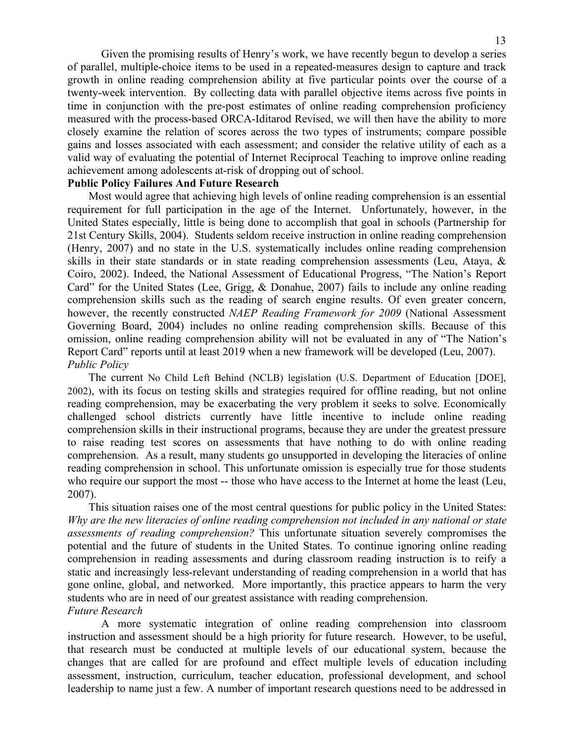Given the promising results of Henry's work, we have recently begun to develop a series of parallel, multiple-choice items to be used in a repeated-measures design to capture and track growth in online reading comprehension ability at five particular points over the course of a twenty-week intervention. By collecting data with parallel objective items across five points in time in conjunction with the pre-post estimates of online reading comprehension proficiency measured with the process-based ORCA-Iditarod Revised, we will then have the ability to more closely examine the relation of scores across the two types of instruments; compare possible gains and losses associated with each assessment; and consider the relative utility of each as a valid way of evaluating the potential of Internet Reciprocal Teaching to improve online reading achievement among adolescents at-risk of dropping out of school.

## Public Policy Failures And Future Research

Most would agree that achieving high levels of online reading comprehension is an essential requirement for full participation in the age of the Internet. Unfortunately, however, in the United States especially, little is being done to accomplish that goal in schools (Partnership for 21st Century Skills, 2004). Students seldom receive instruction in online reading comprehension (Henry, 2007) and no state in the U.S. systematically includes online reading comprehension skills in their state standards or in state reading comprehension assessments (Leu, Ataya, & Coiro, 2002). Indeed, the National Assessment of Educational Progress, "The Nation's Report Card" for the United States (Lee, Grigg, & Donahue, 2007) fails to include any online reading comprehension skills such as the reading of search engine results. Of even greater concern, however, the recently constructed *NAEP Reading Framework for 2009* (National Assessment Governing Board, 2004) includes no online reading comprehension skills. Because of this omission, online reading comprehension ability will not be evaluated in any of "The Nation's Report Card" reports until at least 2019 when a new framework will be developed (Leu, 2007).

### *Public Policy*

The current No Child Left Behind (NCLB) legislation (U.S. Department of Education [DOE], 2002), with its focus on testing skills and strategies required for offline reading, but not online reading comprehension, may be exacerbating the very problem it seeks to solve. Economically challenged school districts currently have little incentive to include online reading comprehension skills in their instructional programs, because they are under the greatest pressure to raise reading test scores on assessments that have nothing to do with online reading comprehension. As a result, many students go unsupported in developing the literacies of online reading comprehension in school. This unfortunate omission is especially true for those students who require our support the most -- those who have access to the Internet at home the least (Leu, 2007).

This situation raises one of the most central questions for public policy in the United States: *Why are the new literacies of online reading comprehension not included in any national or state assessments of reading comprehension?* This unfortunate situation severely compromises the potential and the future of students in the United States. To continue ignoring online reading comprehension in reading assessments and during classroom reading instruction is to reify a static and increasingly less-relevant understanding of reading comprehension in a world that has gone online, global, and networked. More importantly, this practice appears to harm the very students who are in need of our greatest assistance with reading comprehension.

### *Future Research*

A more systematic integration of online reading comprehension into classroom instruction and assessment should be a high priority for future research. However, to be useful, that research must be conducted at multiple levels of our educational system, because the changes that are called for are profound and effect multiple levels of education including assessment, instruction, curriculum, teacher education, professional development, and school leadership to name just a few. A number of important research questions need to be addressed in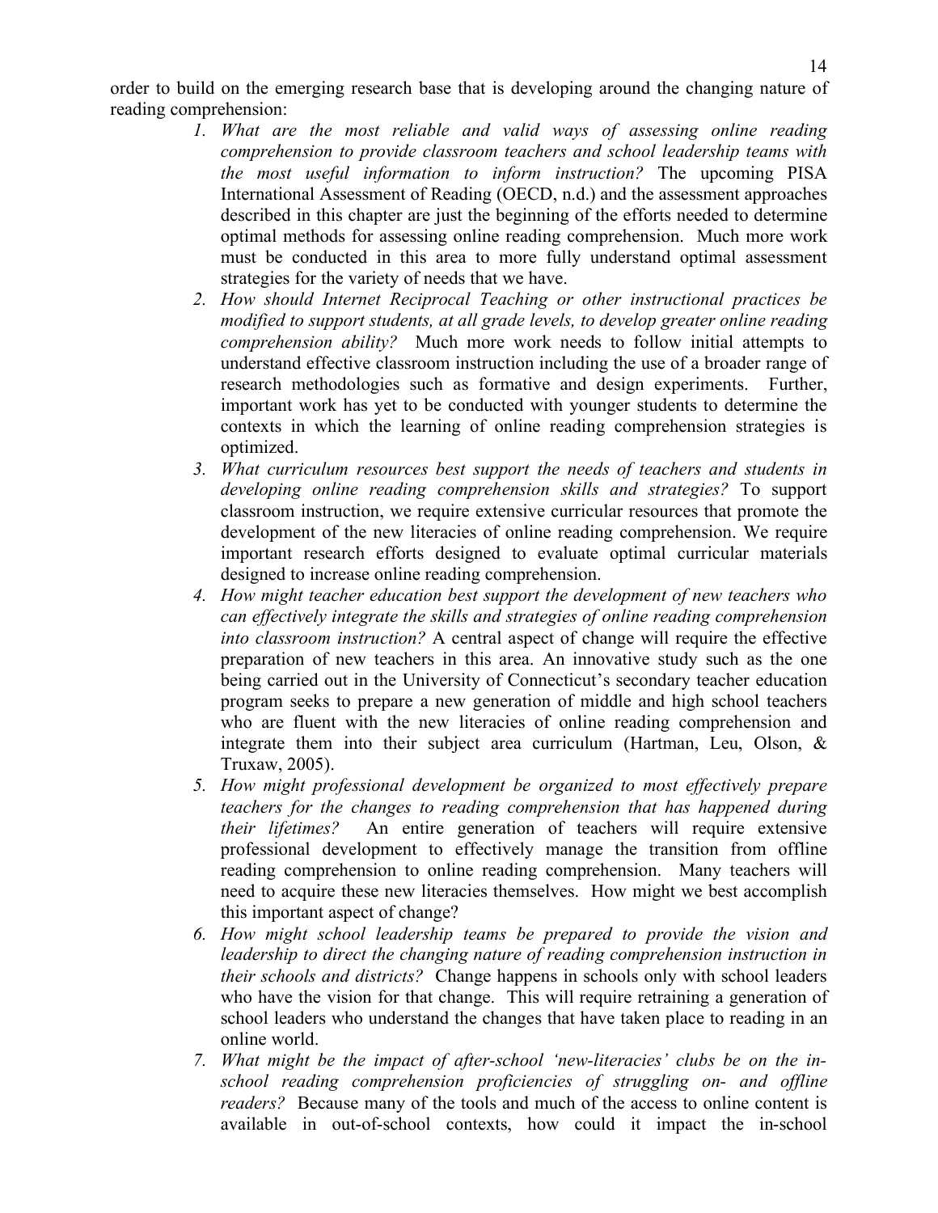order to build on the emerging research base that is developing around the changing nature of reading comprehension:

1. *What are the most reliable and valid ways of assessing online reading comprehension to provide classroom teachers and school leadership teams with the most useful information to inform instruction?* The upcoming PISA International Assessment of Reading (OECD, n.d.) and the assessment approaches described in this chapter are just the beginning of the efforts needed to determine optimal methods for assessing online reading comprehension. Much more work must be conducted in this area to more fully understand optimal assessment strategies for the variety of needs that we have.
2. *How should Internet Reciprocal Teaching or other instructional practices be modified to support students, at all grade levels, to develop greater online reading comprehension ability?* Much more work needs to follow initial attempts to understand effective classroom instruction including the use of a broader range of research methodologies such as formative and design experiments. Further, important work has yet to be conducted with younger students to determine the contexts in which the learning of online reading comprehension strategies is optimized.
3. *What curriculum resources best support the needs of teachers and students in developing online reading comprehension skills and strategies?* To support classroom instruction, we require extensive curricular resources that promote the development of the new literacies of online reading comprehension. We require important research efforts designed to evaluate optimal curricular materials designed to increase online reading comprehension.
4. *How might teacher education best support the development of new teachers who can effectively integrate the skills and strategies of online reading comprehension into classroom instruction?* A central aspect of change will require the effective preparation of new teachers in this area. An innovative study such as the one being carried out in the University of Connecticut's secondary teacher education program seeks to prepare a new generation of middle and high school teachers who are fluent with the new literacies of online reading comprehension and integrate them into their subject area curriculum (Hartman, Leu, Olson, & Truxaw, 2005).
5. *How might professional development be organized to most effectively prepare teachers for the changes to reading comprehension that has happened during their lifetimes?* An entire generation of teachers will require extensive professional development to effectively manage the transition from offline reading comprehension to online reading comprehension. Many teachers will need to acquire these new literacies themselves. How might we best accomplish this important aspect of change?
6. *How might school leadership teams be prepared to provide the vision and leadership to direct the changing nature of reading comprehension instruction in their schools and districts?* Change happens in schools only with school leaders who have the vision for that change. This will require retraining a generation of school leaders who understand the changes that have taken place to reading in an online world.
7. *What might be the impact of after-school 'new-literacies' clubs be on the in-school reading comprehension proficiencies of struggling on- and offline readers?* Because many of the tools and much of the access to online content is available in out-of-school contexts, how could it impact the in-school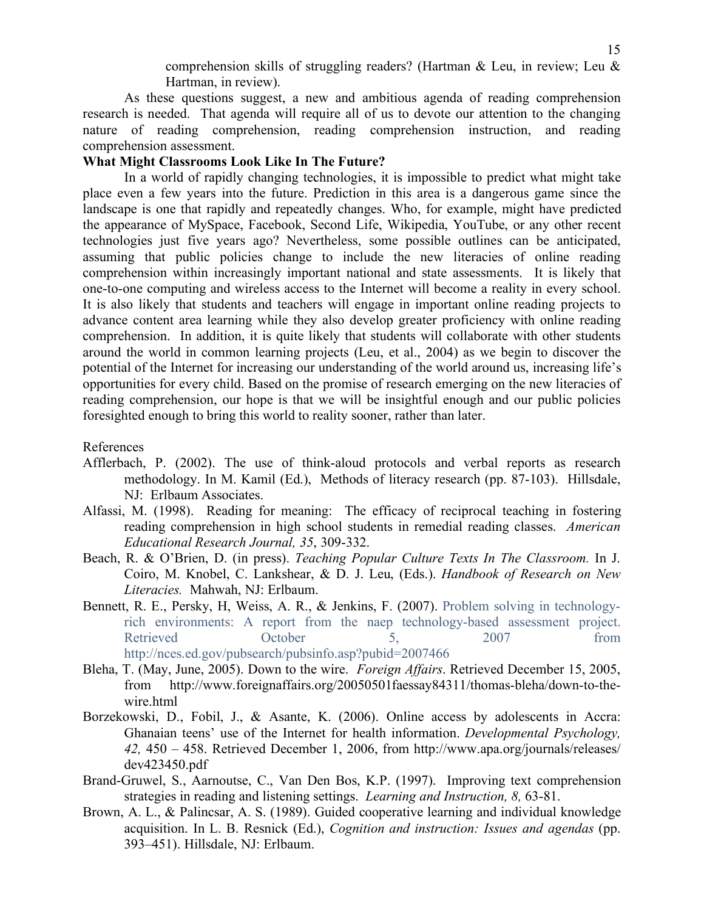comprehension skills of struggling readers? (Hartman & Leu, in review; Leu & Hartman, in review).

As these questions suggest, a new and ambitious agenda of reading comprehension research is needed. That agenda will require all of us to devote our attention to the changing nature of reading comprehension, reading comprehension instruction, and reading comprehension assessment.

**What Might Classrooms Look Like In The Future?**

In a world of rapidly changing technologies, it is impossible to predict what might take place even a few years into the future. Prediction in this area is a dangerous game since the landscape is one that rapidly and repeatedly changes. Who, for example, might have predicted the appearance of MySpace, Facebook, Second Life, Wikipedia, YouTube, or any other recent technologies just five years ago? Nevertheless, some possible outlines can be anticipated, assuming that public policies change to include the new literacies of online reading comprehension within increasingly important national and state assessments. It is likely that one-to-one computing and wireless access to the Internet will become a reality in every school. It is also likely that students and teachers will engage in important online reading projects to advance content area learning while they also develop greater proficiency with online reading comprehension. In addition, it is quite likely that students will collaborate with other students around the world in common learning projects (Leu, et al., 2004) as we begin to discover the potential of the Internet for increasing our understanding of the world around us, increasing life's opportunities for every child. Based on the promise of research emerging on the new literacies of reading comprehension, our hope is that we will be insightful enough and our public policies foresighted enough to bring this world to reality sooner, rather than later.

References

Afflerbach, P. (2002). The use of think-aloud protocols and verbal reports as research methodology. In M. Kamil (Ed.), Methods of literacy research (pp. 87-103). Hillsdale, NJ: Erlbaum Associates.

Alfassi, M. (1998). Reading for meaning: The efficacy of reciprocal teaching in fostering reading comprehension in high school students in remedial reading classes. *American Educational Research Journal, 35*, 309-332.

Beach, R. & O'Brien, D. (in press). *Teaching Popular Culture Texts In The Classroom.* In J. Coiro, M. Knobel, C. Lankshear, & D. J. Leu, (Eds.). *Handbook of Research on New Literacies.* Mahwah, NJ: Erlbaum.

Bennett, R. E., Persky, H, Weiss, A. R., & Jenkins, F. (2007). Problem solving in technology-rich environments: A report from the naep technology-based assessment project. Retrieved October 5, 2007 from http://nces.ed.gov/pubsearch/pubsinfo.asp?pubid=2007466

Bleha, T. (May, June, 2005). Down to the wire. *Foreign Affairs*. Retrieved December 15, 2005, from http://www.foreignaffairs.org/20050501faessay84311/thomas-bleha/down-to-the-wire.html

Borzekowski, D., Fobil, J., & Asante, K. (2006). Online access by adolescents in Accra: Ghanaian teens' use of the Internet for health information. *Developmental Psychology, 42,* 450 – 458. Retrieved December 1, 2006, from http://www.apa.org/journals/releases/dev423450.pdf

Brand-Gruwel, S., Aarnoutse, C., Van Den Bos, K.P. (1997). Improving text comprehension strategies in reading and listening settings. *Learning and Instruction, 8,* 63-81.

Brown, A. L., & Palincsar, A. S. (1989). Guided cooperative learning and individual knowledge acquisition. In L. B. Resnick (Ed.), *Cognition and instruction: Issues and agendas* (pp. 393–451). Hillsdale, NJ: Erlbaum.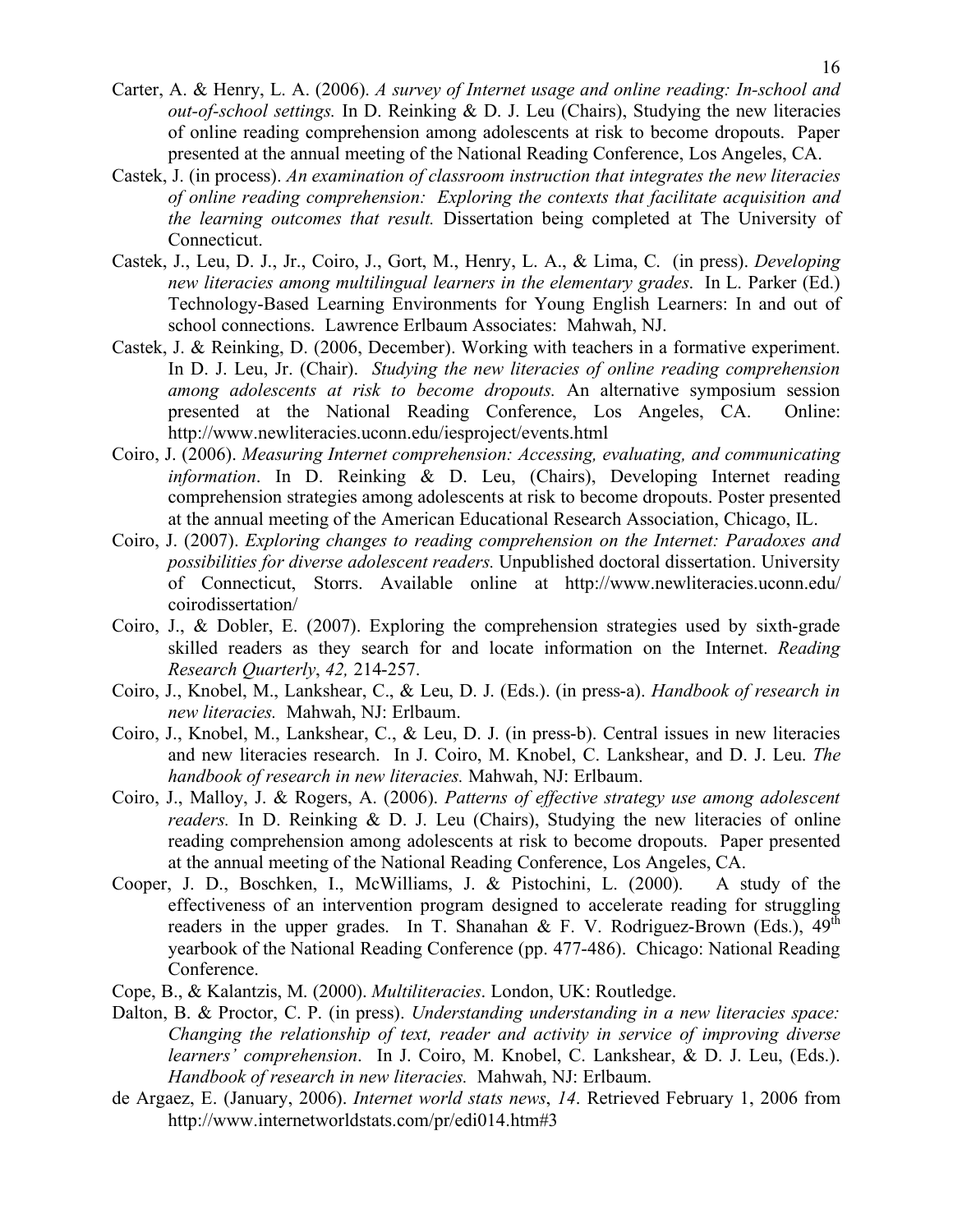Carter, A. & Henry, L. A. (2006). *A survey of Internet usage and online reading: In-school and out-of-school settings.* In D. Reinking & D. J. Leu (Chairs), Studying the new literacies of online reading comprehension among adolescents at risk to become dropouts. Paper presented at the annual meeting of the National Reading Conference, Los Angeles, CA.

Castek, J. (in process). *An examination of classroom instruction that integrates the new literacies of online reading comprehension: Exploring the contexts that facilitate acquisition and the learning outcomes that result.* Dissertation being completed at The University of Connecticut.

Castek, J., Leu, D. J., Jr., Coiro, J., Gort, M., Henry, L. A., & Lima, C. (in press). *Developing new literacies among multilingual learners in the elementary grades*. In L. Parker (Ed.) Technology-Based Learning Environments for Young English Learners: In and out of school connections. Lawrence Erlbaum Associates: Mahwah, NJ.

Castek, J. & Reinking, D. (2006, December). Working with teachers in a formative experiment. In D. J. Leu, Jr. (Chair). *Studying the new literacies of online reading comprehension among adolescents at risk to become dropouts.* An alternative symposium session presented at the National Reading Conference, Los Angeles, CA. Online: http://www.newliteracies.uconn.edu/iesproject/events.html

Coiro, J. (2006). *Measuring Internet comprehension: Accessing, evaluating, and communicating information*. In D. Reinking & D. Leu, (Chairs), Developing Internet reading comprehension strategies among adolescents at risk to become dropouts. Poster presented at the annual meeting of the American Educational Research Association, Chicago, IL.

Coiro, J. (2007). *Exploring changes to reading comprehension on the Internet: Paradoxes and possibilities for diverse adolescent readers.* Unpublished doctoral dissertation. University of Connecticut, Storrs. Available online at http://www.newliteracies.uconn.edu/coirodissertation/

Coiro, J., & Dobler, E. (2007). Exploring the comprehension strategies used by sixth-grade skilled readers as they search for and locate information on the Internet. *Reading Research Quarterly*, *42,* 214-257.

Coiro, J., Knobel, M., Lankshear, C., & Leu, D. J. (Eds.). (in press-a). *Handbook of research in new literacies.* Mahwah, NJ: Erlbaum.

Coiro, J., Knobel, M., Lankshear, C., & Leu, D. J. (in press-b). Central issues in new literacies and new literacies research. In J. Coiro, M. Knobel, C. Lankshear, and D. J. Leu. *The handbook of research in new literacies.* Mahwah, NJ: Erlbaum.

Coiro, J., Malloy, J. & Rogers, A. (2006). *Patterns of effective strategy use among adolescent readers.* In D. Reinking & D. J. Leu (Chairs), Studying the new literacies of online reading comprehension among adolescents at risk to become dropouts. Paper presented at the annual meeting of the National Reading Conference, Los Angeles, CA.

Cooper, J. D., Boschken, I., McWilliams, J. & Pistochini, L. (2000). A study of the effectiveness of an intervention program designed to accelerate reading for struggling readers in the upper grades. In T. Shanahan & F. V. Rodriguez-Brown (Eds.), 49th yearbook of the National Reading Conference (pp. 477-486). Chicago: National Reading Conference.

Cope, B., & Kalantzis, M. (2000). *Multiliteracies*. London, UK: Routledge.

Dalton, B. & Proctor, C. P. (in press). *Understanding understanding in a new literacies space: Changing the relationship of text, reader and activity in service of improving diverse learners' comprehension*. In J. Coiro, M. Knobel, C. Lankshear, & D. J. Leu, (Eds.). *Handbook of research in new literacies.* Mahwah, NJ: Erlbaum.

de Argaez, E. (January, 2006). *Internet world stats news*, *14*. Retrieved February 1, 2006 from http://www.internetworldstats.com/pr/edi014.htm#3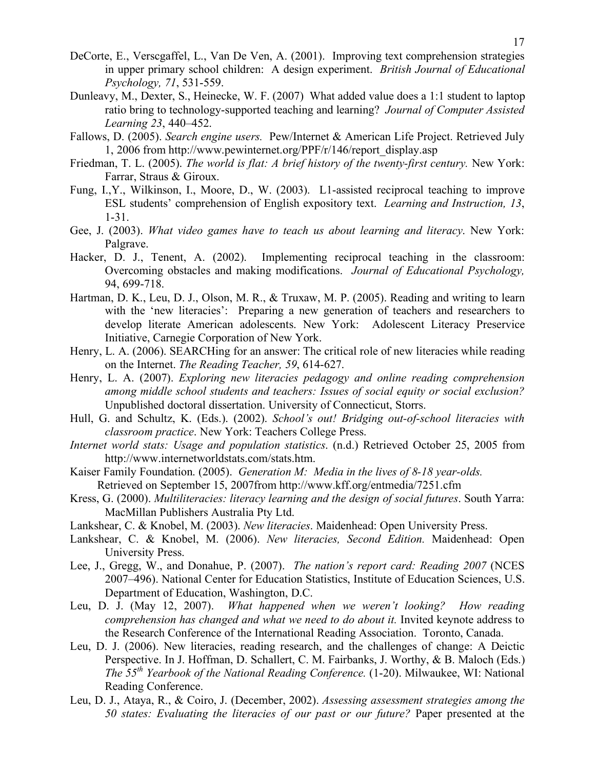DeCorte, E., Verscgaffel, L., Van De Ven, A. (2001). Improving text comprehension strategies in upper primary school children: A design experiment. *British Journal of Educational Psychology, 71*, 531-559.

Dunleavy, M., Dexter, S., Heinecke, W. F. (2007) What added value does a 1:1 student to laptop ratio bring to technology-supported teaching and learning? *Journal of Computer Assisted Learning 23*, 440–452.

Fallows, D. (2005). *Search engine users.* Pew/Internet & American Life Project. Retrieved July 1, 2006 from http://www.pewinternet.org/PPF/r/146/report_display.asp

Friedman, T. L. (2005). *The world is flat: A brief history of the twenty-first century.* New York: Farrar, Straus & Giroux.

Fung, I.,Y., Wilkinson, I., Moore, D., W. (2003). L1-assisted reciprocal teaching to improve ESL students' comprehension of English expository text. *Learning and Instruction, 13*, 1-31.

Gee, J. (2003). *What video games have to teach us about learning and literacy*. New York: Palgrave.

Hacker, D. J., Tenent, A. (2002). Implementing reciprocal teaching in the classroom: Overcoming obstacles and making modifications. *Journal of Educational Psychology,* 94, 699-718.

Hartman, D. K., Leu, D. J., Olson, M. R., & Truxaw, M. P. (2005). Reading and writing to learn with the 'new literacies': Preparing a new generation of teachers and researchers to develop literate American adolescents. New York: Adolescent Literacy Preservice Initiative, Carnegie Corporation of New York.

Henry, L. A. (2006). SEARCHing for an answer: The critical role of new literacies while reading on the Internet. *The Reading Teacher, 59*, 614-627.

Henry, L. A. (2007). *Exploring new literacies pedagogy and online reading comprehension among middle school students and teachers: Issues of social equity or social exclusion?* Unpublished doctoral dissertation. University of Connecticut, Storrs.

Hull, G. and Schultz, K. (Eds.). (2002). *School's out! Bridging out-of-school literacies with classroom practice*. New York: Teachers College Press.

*Internet world stats: Usage and population statistics*. (n.d.) Retrieved October 25, 2005 from http://www.internetworldstats.com/stats.htm.

Kaiser Family Foundation. (2005). *Generation M: Media in the lives of 8-18 year-olds.* Retrieved on September 15, 2007from http://www.kff.org/entmedia/7251.cfm

Kress, G. (2000). *Multiliteracies: literacy learning and the design of social futures*. South Yarra: MacMillan Publishers Australia Pty Ltd.

Lankshear, C. & Knobel, M. (2003). *New literacies*. Maidenhead: Open University Press.

Lankshear, C. & Knobel, M. (2006). *New literacies, Second Edition.* Maidenhead: Open University Press.

Lee, J., Gregg, W., and Donahue, P. (2007). *The nation's report card: Reading 2007* (NCES 2007–496). National Center for Education Statistics, Institute of Education Sciences, U.S. Department of Education, Washington, D.C.

Leu, D. J. (May 12, 2007). *What happened when we weren't looking? How reading comprehension has changed and what we need to do about it.* Invited keynote address to the Research Conference of the International Reading Association. Toronto, Canada.

Leu, D. J. (2006). New literacies, reading research, and the challenges of change: A Deictic Perspective. In J. Hoffman, D. Schallert, C. M. Fairbanks, J. Worthy, & B. Maloch (Eds.) *The 55th Yearbook of the National Reading Conference.* (1-20). Milwaukee, WI: National Reading Conference.

Leu, D. J., Ataya, R., & Coiro, J. (December, 2002). *Assessing assessment strategies among the 50 states: Evaluating the literacies of our past or our future?* Paper presented at the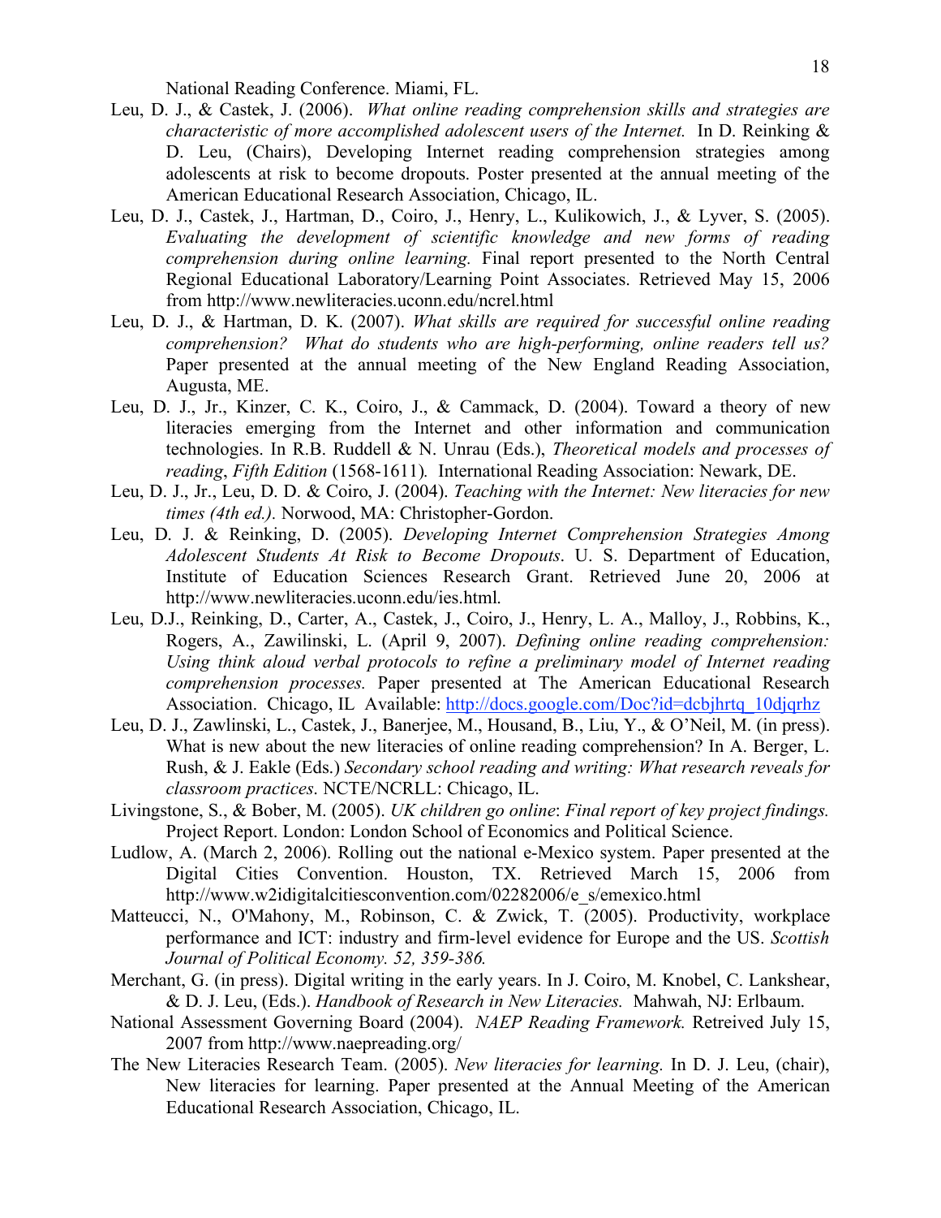National Reading Conference. Miami, FL.

Leu, D. J., & Castek, J. (2006). *What online reading comprehension skills and strategies are characteristic of more accomplished adolescent users of the Internet.* In D. Reinking & D. Leu, (Chairs), Developing Internet reading comprehension strategies among adolescents at risk to become dropouts. Poster presented at the annual meeting of the American Educational Research Association, Chicago, IL.

Leu, D. J., Castek, J., Hartman, D., Coiro, J., Henry, L., Kulikowich, J., & Lyver, S. (2005). *Evaluating the development of scientific knowledge and new forms of reading comprehension during online learning.* Final report presented to the North Central Regional Educational Laboratory/Learning Point Associates. Retrieved May 15, 2006 from http://www.newliteracies.uconn.edu/ncrel.html

Leu, D. J., & Hartman, D. K. (2007). *What skills are required for successful online reading comprehension? What do students who are high-performing, online readers tell us?* Paper presented at the annual meeting of the New England Reading Association, Augusta, ME.

Leu, D. J., Jr., Kinzer, C. K., Coiro, J., & Cammack, D. (2004). Toward a theory of new literacies emerging from the Internet and other information and communication technologies. In R.B. Ruddell & N. Unrau (Eds.), *Theoretical models and processes of reading*, *Fifth Edition* (1568-1611)*.* International Reading Association: Newark, DE.

Leu, D. J., Jr., Leu, D. D. & Coiro, J. (2004). *Teaching with the Internet: New literacies for new times (4th ed.).* Norwood, MA: Christopher-Gordon.

Leu, D. J. & Reinking, D. (2005). *Developing Internet Comprehension Strategies Among Adolescent Students At Risk to Become Dropouts*. U. S. Department of Education, Institute of Education Sciences Research Grant. Retrieved June 20, 2006 at http://www.newliteracies.uconn.edu/ies.html.

Leu, D.J., Reinking, D., Carter, A., Castek, J., Coiro, J., Henry, L. A., Malloy, J., Robbins, K., Rogers, A., Zawilinski, L. (April 9, 2007). *Defining online reading comprehension: Using think aloud verbal protocols to refine a preliminary model of Internet reading comprehension processes.* Paper presented at The American Educational Research Association. Chicago, IL Available: http://docs.google.com/Doc?id=dcbjhrtq_10djqrhz

Leu, D. J., Zawlinski, L., Castek, J., Banerjee, M., Housand, B., Liu, Y., & O'Neil, M. (in press). What is new about the new literacies of online reading comprehension? In A. Berger, L. Rush, & J. Eakle (Eds.) *Secondary school reading and writing: What research reveals for classroom practices*. NCTE/NCRLL: Chicago, IL.

Livingstone, S., & Bober, M. (2005). *UK children go online*: *Final report of key project findings.* Project Report. London: London School of Economics and Political Science.

Ludlow, A. (March 2, 2006). Rolling out the national e-Mexico system. Paper presented at the Digital Cities Convention. Houston, TX. Retrieved March 15, 2006 from http://www.w2idigitalcitiesconvention.com/02282006/e_s/emexico.html

Matteucci, N., O'Mahony, M., Robinson, C. & Zwick, T. (2005). Productivity, workplace performance and ICT: industry and firm-level evidence for Europe and the US. *Scottish Journal of Political Economy. 52, 359-386.*

Merchant, G. (in press). Digital writing in the early years. In J. Coiro, M. Knobel, C. Lankshear, & D. J. Leu, (Eds.). *Handbook of Research in New Literacies.* Mahwah, NJ: Erlbaum.

National Assessment Governing Board (2004). *NAEP Reading Framework.* Retreived July 15, 2007 from http://www.naepreading.org/

The New Literacies Research Team. (2005). *New literacies for learning.* In D. J. Leu, (chair), New literacies for learning. Paper presented at the Annual Meeting of the American Educational Research Association, Chicago, IL.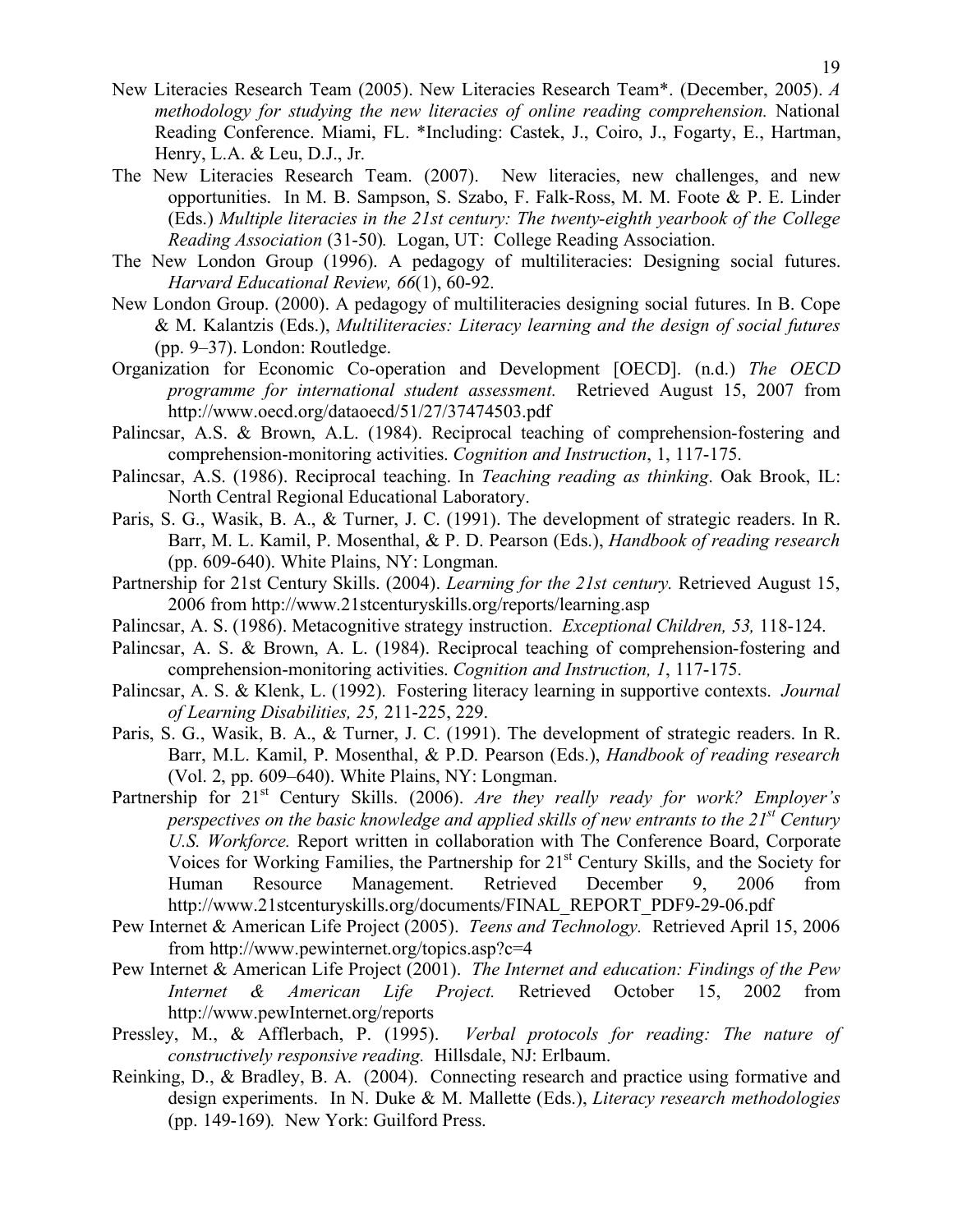New Literacies Research Team (2005). New Literacies Research Team*. (December, 2005). *A methodology for studying the new literacies of online reading comprehension.* National Reading Conference. Miami, FL. *Including: Castek, J., Coiro, J., Fogarty, E., Hartman, Henry, L.A. & Leu, D.J., Jr.

The New Literacies Research Team. (2007). New literacies, new challenges, and new opportunities. In M. B. Sampson, S. Szabo, F. Falk-Ross, M. M. Foote & P. E. Linder (Eds.) *Multiple literacies in the 21st century: The twenty-eighth yearbook of the College Reading Association* (31-50)*.* Logan, UT: College Reading Association.

The New London Group (1996). A pedagogy of multiliteracies: Designing social futures. *Harvard Educational Review, 66*(1), 60-92.

New London Group. (2000). A pedagogy of multiliteracies designing social futures. In B. Cope & M. Kalantzis (Eds.), *Multiliteracies: Literacy learning and the design of social futures* (pp. 9–37). London: Routledge.

Organization for Economic Co-operation and Development [OECD]. (n.d.) *The OECD programme for international student assessment.* Retrieved August 15, 2007 from http://www.oecd.org/dataoecd/51/27/37474503.pdf

Palincsar, A.S. & Brown, A.L. (1984). Reciprocal teaching of comprehension-fostering and comprehension-monitoring activities. *Cognition and Instruction*, 1, 117-175.

Palincsar, A.S. (1986). Reciprocal teaching. In *Teaching reading as thinking*. Oak Brook, IL: North Central Regional Educational Laboratory.

Paris, S. G., Wasik, B. A., & Turner, J. C. (1991). The development of strategic readers. In R. Barr, M. L. Kamil, P. Mosenthal, & P. D. Pearson (Eds.), *Handbook of reading research* (pp. 609-640). White Plains, NY: Longman.

Partnership for 21st Century Skills. (2004). *Learning for the 21st century.* Retrieved August 15, 2006 from http://www.21stcenturyskills.org/reports/learning.asp

Palincsar, A. S. (1986). Metacognitive strategy instruction. *Exceptional Children, 53,* 118-124.

Palincsar, A. S. & Brown, A. L. (1984). Reciprocal teaching of comprehension-fostering and comprehension-monitoring activities. *Cognition and Instruction, 1*, 117-175.

Palincsar, A. S. & Klenk, L. (1992). Fostering literacy learning in supportive contexts. *Journal of Learning Disabilities, 25,* 211-225, 229.

Paris, S. G., Wasik, B. A., & Turner, J. C. (1991). The development of strategic readers. In R. Barr, M.L. Kamil, P. Mosenthal, & P.D. Pearson (Eds.), *Handbook of reading research* (Vol. 2, pp. 609–640). White Plains, NY: Longman.

Partnership for 21st Century Skills. (2006). *Are they really ready for work? Employer's perspectives on the basic knowledge and applied skills of new entrants to the 21st Century U.S. Workforce.* Report written in collaboration with The Conference Board, Corporate Voices for Working Families, the Partnership for 21st Century Skills, and the Society for Human Resource Management. Retrieved December 9, 2006 from http://www.21stcenturyskills.org/documents/FINAL_REPORT_PDF9-29-06.pdf

Pew Internet & American Life Project (2005). *Teens and Technology.* Retrieved April 15, 2006 from http://www.pewinternet.org/topics.asp?c=4

Pew Internet & American Life Project (2001). *The Internet and education: Findings of the Pew Internet & American Life Project.* Retrieved October 15, 2002 from http://www.pewInternet.org/reports

Pressley, M., & Afflerbach, P. (1995). *Verbal protocols for reading: The nature of constructively responsive reading.* Hillsdale, NJ: Erlbaum.

Reinking, D., & Bradley, B. A. (2004). Connecting research and practice using formative and design experiments. In N. Duke & M. Mallette (Eds.), *Literacy research methodologies* (pp. 149-169)*.* New York: Guilford Press.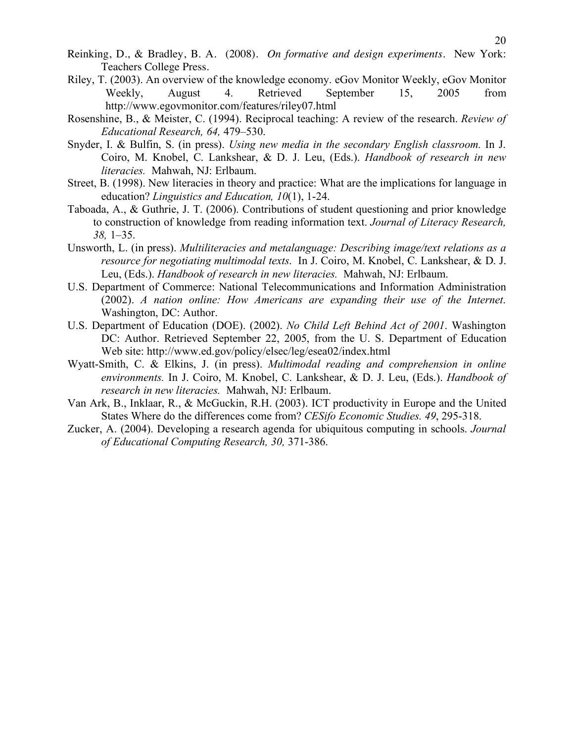Reinking, D., & Bradley, B. A. (2008). *On formative and design experiments*. New York: Teachers College Press.

Riley, T. (2003). An overview of the knowledge economy. eGov Monitor Weekly, eGov Monitor Weekly, August 4. Retrieved September 15, 2005 from http://www.egovmonitor.com/features/riley07.html

Rosenshine, B., & Meister, C. (1994). Reciprocal teaching: A review of the research. *Review of Educational Research, 64,* 479–530.

Snyder, I. & Bulfin, S. (in press). *Using new media in the secondary English classroom.* In J. Coiro, M. Knobel, C. Lankshear, & D. J. Leu, (Eds.). *Handbook of research in new literacies.* Mahwah, NJ: Erlbaum.

Street, B. (1998). New literacies in theory and practice: What are the implications for language in education? *Linguistics and Education, 10*(1), 1-24.

Taboada, A., & Guthrie, J. T. (2006). Contributions of student questioning and prior knowledge to construction of knowledge from reading information text. *Journal of Literacy Research, 38,* 1–35.

Unsworth, L. (in press). *Multiliteracies and metalanguage: Describing image/text relations as a resource for negotiating multimodal texts.* In J. Coiro, M. Knobel, C. Lankshear, & D. J. Leu, (Eds.). *Handbook of research in new literacies.* Mahwah, NJ: Erlbaum.

U.S. Department of Commerce: National Telecommunications and Information Administration (2002). *A nation online: How Americans are expanding their use of the Internet.* Washington, DC: Author.

U.S. Department of Education (DOE). (2002). *No Child Left Behind Act of 2001*. Washington DC: Author. Retrieved September 22, 2005, from the U. S. Department of Education Web site: http://www.ed.gov/policy/elsec/leg/esea02/index.html

Wyatt-Smith, C. & Elkins, J. (in press). *Multimodal reading and comprehension in online environments.* In J. Coiro, M. Knobel, C. Lankshear, & D. J. Leu, (Eds.). *Handbook of research in new literacies.* Mahwah, NJ: Erlbaum.

Van Ark, B., Inklaar, R., & McGuckin, R.H. (2003). ICT productivity in Europe and the United States Where do the differences come from? *CESifo Economic Studies. 49*, 295-318.

Zucker, A. (2004). Developing a research agenda for ubiquitous computing in schools. *Journal of Educational Computing Research, 30,* 371-386.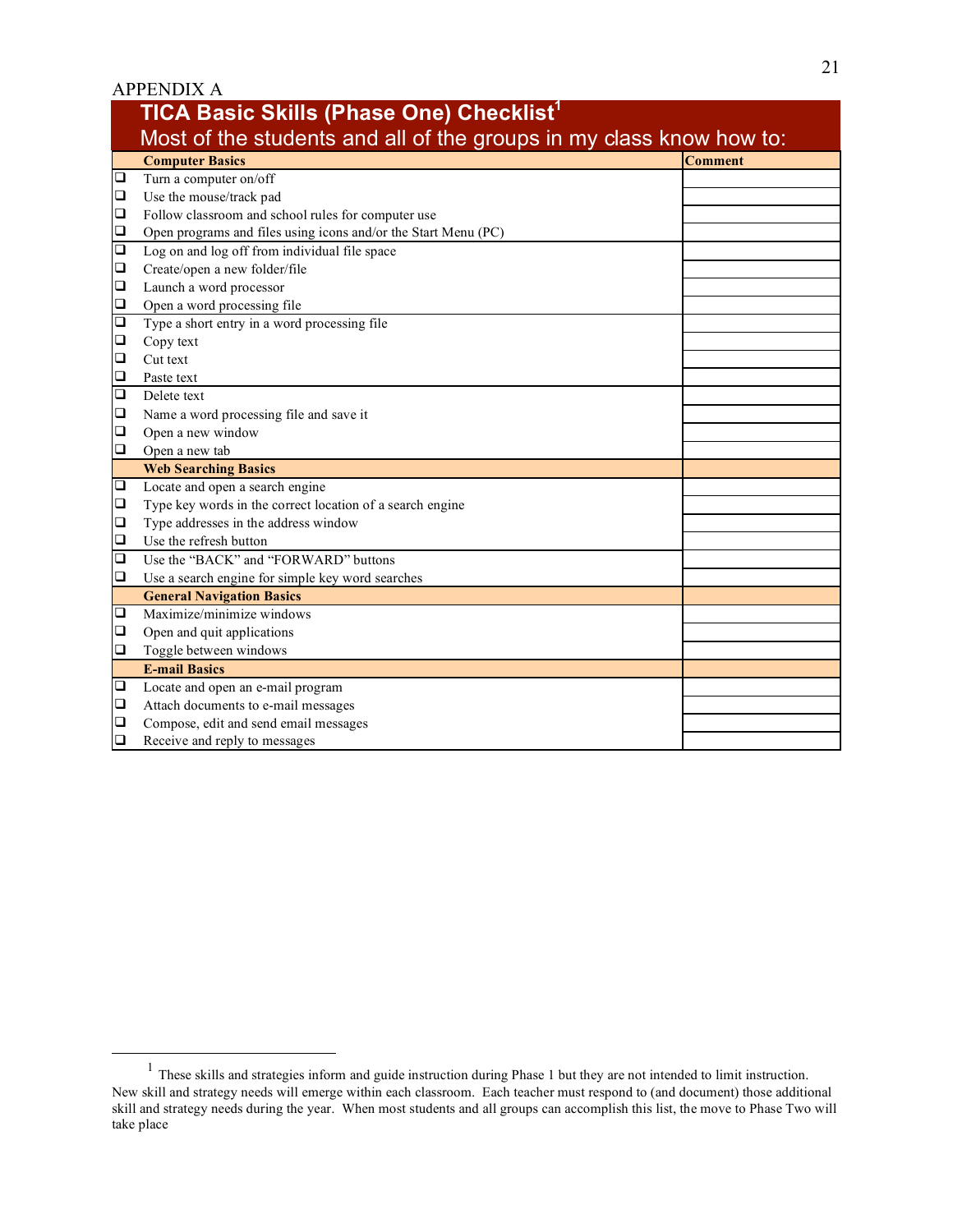APPENDIX A

## TICA Basic Skills (Phase One) Checklist[1]

### Most of the students and all of the groups in my class know how to:

| | Computer Basics | Comment |
|---|---|---|
| ❑ | Turn a computer on/off | |
| ❑ | Use the mouse/track pad | |
| ❑ | Follow classroom and school rules for computer use | |
| ❑ | Open programs and files using icons and/or the Start Menu (PC) | |
| ❑ | Log on and log off from individual file space | |
| ❑ | Create/open a new folder/file | |
| ❑ | Launch a word processor | |
| ❑ | Open a word processing file | |
| ❑ | Type a short entry in a word processing file | |
| ❑ | Copy text | |
| ❑ | Cut text | |
| ❑ | Paste text | |
| ❑ | Delete text | |
| ❑ | Name a word processing file and save it | |
| ❑ | Open a new window | |
| ❑ | Open a new tab | |
| | **Web Searching Basics** | |
| ❑ | Locate and open a search engine | |
| ❑ | Type key words in the correct location of a search engine | |
| ❑ | Type addresses in the address window | |
| ❑ | Use the refresh button | |
| ❑ | Use the "BACK" and "FORWARD" buttons | |
| ❑ | Use a search engine for simple key word searches | |
| | **General Navigation Basics** | |
| ❑ | Maximize/minimize windows | |
| ❑ | Open and quit applications | |
| ❑ | Toggle between windows | |
| | **E-mail Basics** | |
| ❑ | Locate and open an e-mail program | |
| ❑ | Attach documents to e-mail messages | |
| ❑ | Compose, edit and send email messages | |
| ❑ | Receive and reply to messages | |

---

[1] These skills and strategies inform and guide instruction during Phase 1 but they are not intended to limit instruction. New skill and strategy needs will emerge within each classroom. Each teacher must respond to (and document) those additional skill and strategy needs during the year. When most students and all groups can accomplish this list, the move to Phase Two will take place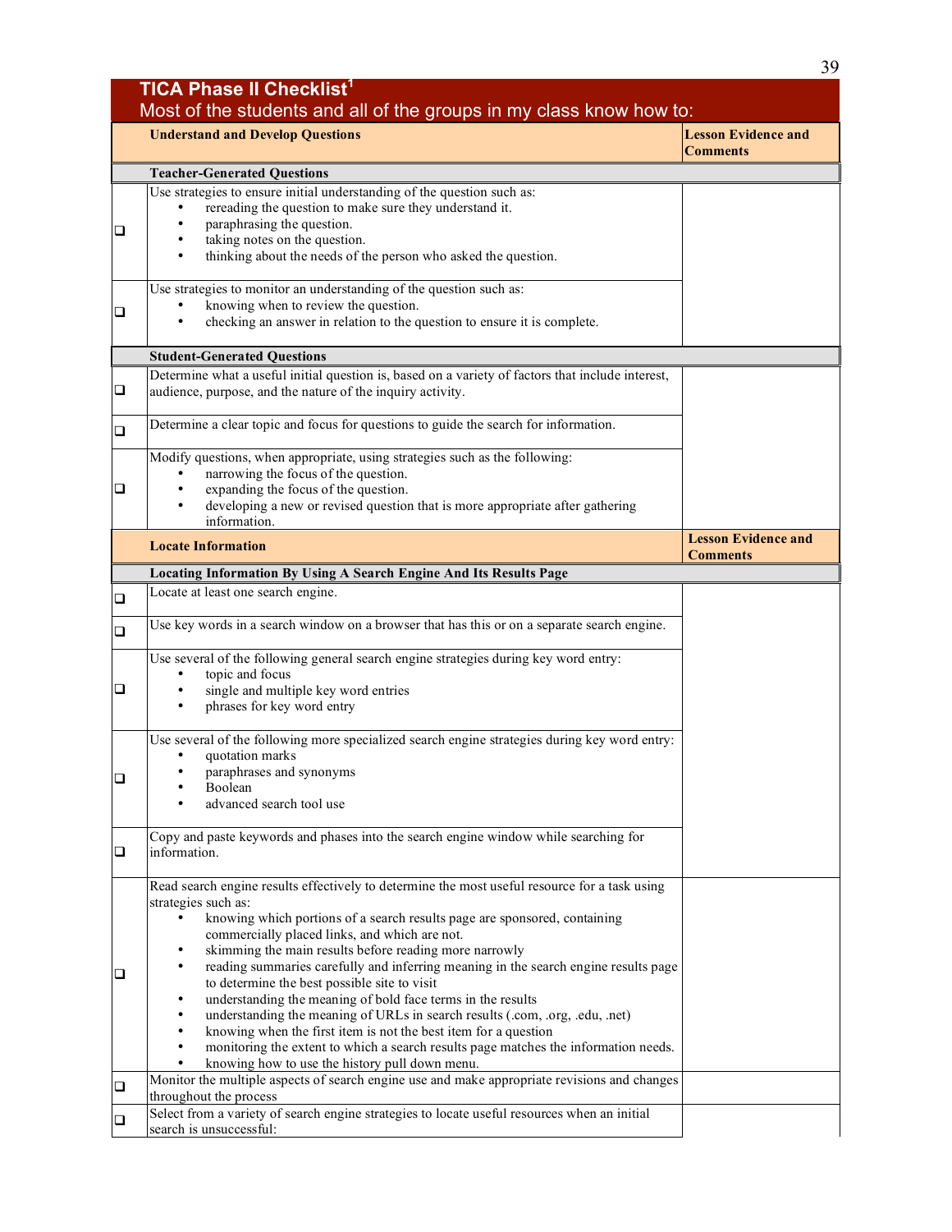## TICA Phase II Checklist[1]

Most of the students and all of the groups in my class know how to:

| | Understand and Develop Questions | Lesson Evidence and Comments |
|---|---|---|
| | **Teacher-Generated Questions** | |
| ❑ | Use strategies to ensure initial understanding of the question such as: <br>• rereading the question to make sure they understand it. <br>• paraphrasing the question. <br>• taking notes on the question. <br>• thinking about the needs of the person who asked the question. | |
| ❑ | Use strategies to monitor an understanding of the question such as: <br>• knowing when to review the question. <br>• checking an answer in relation to the question to ensure it is complete. | |
| | **Student-Generated Questions** | |
| ❑ | Determine what a useful initial question is, based on a variety of factors that include interest, audience, purpose, and the nature of the inquiry activity. | |
| ❑ | Determine a clear topic and focus for questions to guide the search for information. | |
| ❑ | Modify questions, when appropriate, using strategies such as the following: <br>• narrowing the focus of the question. <br>• expanding the focus of the question. <br>• developing a new or revised question that is more appropriate after gathering information. | |
| | **Locate Information** | **Lesson Evidence and Comments** |
| | **Locating Information By Using A Search Engine And Its Results Page** | |
| ❑ | Locate at least one search engine. | |
| ❑ | Use key words in a search window on a browser that has this or on a separate search engine. | |
| ❑ | Use several of the following general search engine strategies during key word entry: <br>• topic and focus <br>• single and multiple key word entries <br>• phrases for key word entry | |
| ❑ | Use several of the following more specialized search engine strategies during key word entry: <br>• quotation marks <br>• paraphrases and synonyms <br>• Boolean <br>• advanced search tool use | |
| ❑ | Copy and paste keywords and phases into the search engine window while searching for information. | |
| ❑ | Read search engine results effectively to determine the most useful resource for a task using strategies such as: <br>• knowing which portions of a search results page are sponsored, containing commercially placed links, and which are not. <br>• skimming the main results before reading more narrowly <br>• reading summaries carefully and inferring meaning in the search engine results page to determine the best possible site to visit <br>• understanding the meaning of bold face terms in the results <br>• understanding the meaning of URLs in search results (.com, .org, .edu, .net) <br>• knowing when the first item is not the best item for a question <br>• monitoring the extent to which a search results page matches the information needs. <br>• knowing how to use the history pull down menu. | |
| ❑ | Monitor the multiple aspects of search engine use and make appropriate revisions and changes throughout the process | |
| ❑ | Select from a variety of search engine strategies to locate useful resources when an initial search is unsuccessful: | |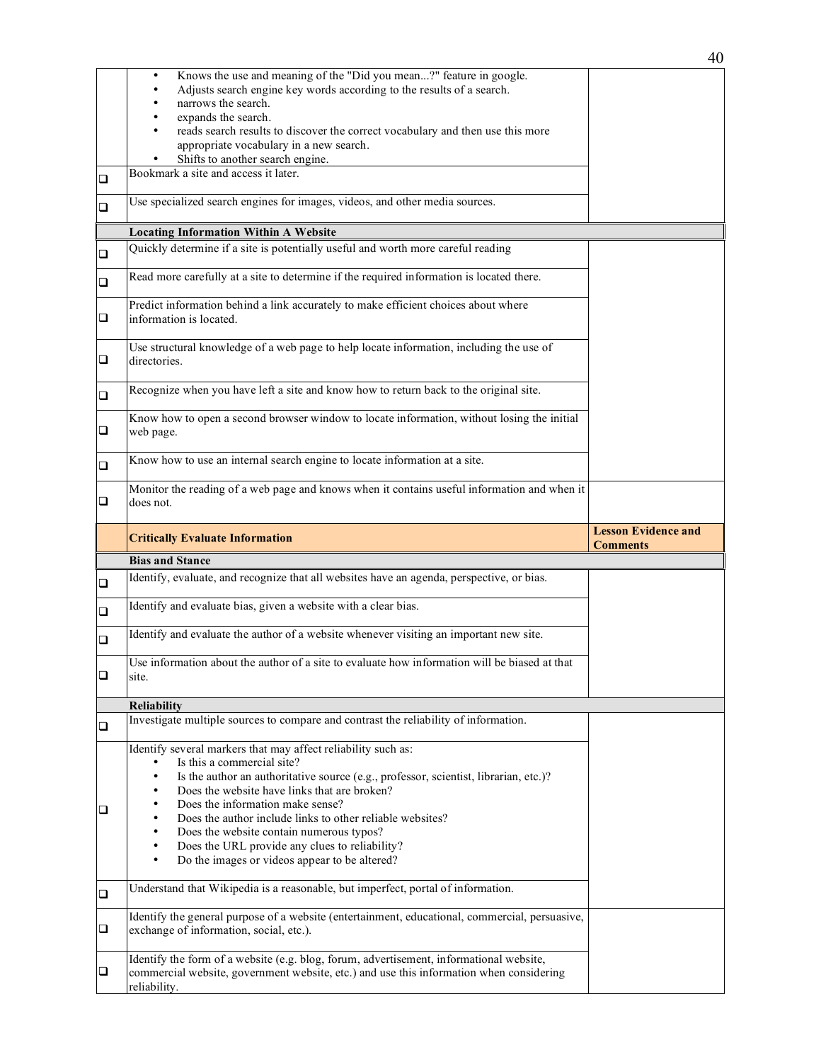| | | |
|---|---|---|
| | • Knows the use and meaning of the "Did you mean...?" feature in google.<br>• Adjusts search engine key words according to the results of a search.<br>• narrows the search.<br>• expands the search.<br>• reads search results to discover the correct vocabulary and then use this more appropriate vocabulary in a new search.<br>• Shifts to another search engine. | |
| ❑ | Bookmark a site and access it later. | |
| ❑ | Use specialized search engines for images, videos, and other media sources. | |
| | **Locating Information Within A Website** | |
| ❑ | Quickly determine if a site is potentially useful and worth more careful reading | |
| ❑ | Read more carefully at a site to determine if the required information is located there. | |
| ❑ | Predict information behind a link accurately to make efficient choices about where information is located. | |
| ❑ | Use structural knowledge of a web page to help locate information, including the use of directories. | |
| ❑ | Recognize when you have left a site and know how to return back to the original site. | |
| ❑ | Know how to open a second browser window to locate information, without losing the initial web page. | |
| ❑ | Know how to use an internal search engine to locate information at a site. | |
| ❑ | Monitor the reading of a web page and knows when it contains useful information and when it does not. | |
| | **Critically Evaluate Information** | **Lesson Evidence and Comments** |
| | **Bias and Stance** | |
| ❑ | Identify, evaluate, and recognize that all websites have an agenda, perspective, or bias. | |
| ❑ | Identify and evaluate bias, given a website with a clear bias. | |
| ❑ | Identify and evaluate the author of a website whenever visiting an important new site. | |
| ❑ | Use information about the author of a site to evaluate how information will be biased at that site. | |
| | **Reliability** | |
| ❑ | Investigate multiple sources to compare and contrast the reliability of information. | |
| ❑ | Identify several markers that may affect reliability such as:<br>• Is this a commercial site?<br>• Is the author an authoritative source (e.g., professor, scientist, librarian, etc.)?<br>• Does the website have links that are broken?<br>• Does the information make sense?<br>• Does the author include links to other reliable websites?<br>• Does the website contain numerous typos?<br>• Does the URL provide any clues to reliability?<br>• Do the images or videos appear to be altered? | |
| ❑ | Understand that Wikipedia is a reasonable, but imperfect, portal of information. | |
| ❑ | Identify the general purpose of a website (entertainment, educational, commercial, persuasive, exchange of information, social, etc.). | |
| ❑ | Identify the form of a website (e.g. blog, forum, advertisement, informational website, commercial website, government website, etc.) and use this information when considering reliability. | |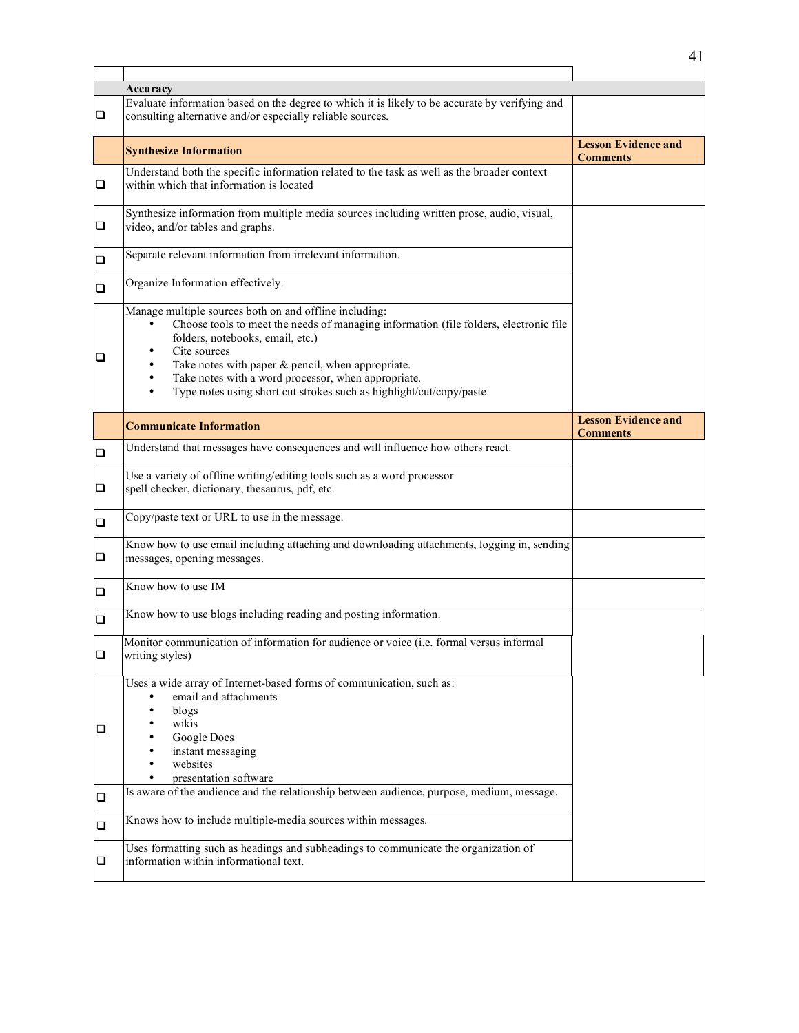| | | |
|---|---|---|
| | **Accuracy** | |
| ❑ | Evaluate information based on the degree to which it is likely to be accurate by verifying and consulting alternative and/or especially reliable sources. | |
| | **Synthesize Information** | **Lesson Evidence and Comments** |
| ❑ | Understand both the specific information related to the task as well as the broader context within which that information is located | |
| ❑ | Synthesize information from multiple media sources including written prose, audio, visual, video, and/or tables and graphs. | |
| ❑ | Separate relevant information from irrelevant information. | |
| ❑ | Organize Information effectively. | |
| ❑ | Manage multiple sources both on and offline including:<br>• Choose tools to meet the needs of managing information (file folders, electronic file folders, notebooks, email, etc.)<br>• Cite sources<br>• Take notes with paper & pencil, when appropriate.<br>• Take notes with a word processor, when appropriate.<br>• Type notes using short cut strokes such as highlight/cut/copy/paste | |
| | **Communicate Information** | **Lesson Evidence and Comments** |
| ❑ | Understand that messages have consequences and will influence how others react. | |
| ❑ | Use a variety of offline writing/editing tools such as a word processor spell checker, dictionary, thesaurus, pdf, etc. | |
| ❑ | Copy/paste text or URL to use in the message. | |
| ❑ | Know how to use email including attaching and downloading attachments, logging in, sending messages, opening messages. | |
| ❑ | Know how to use IM | |
| ❑ | Know how to use blogs including reading and posting information. | |
| ❑ | Monitor communication of information for audience or voice (i.e. formal versus informal writing styles) | |
| ❑ | Uses a wide array of Internet-based forms of communication, such as:<br>• email and attachments<br>• blogs<br>• wikis<br>• Google Docs<br>• instant messaging<br>• websites<br>• presentation software | |
| ❑ | Is aware of the audience and the relationship between audience, purpose, medium, message. | |
| ❑ | Knows how to include multiple-media sources within messages. | |
| ❑ | Uses formatting such as headings and subheadings to communicate the organization of information within informational text. | |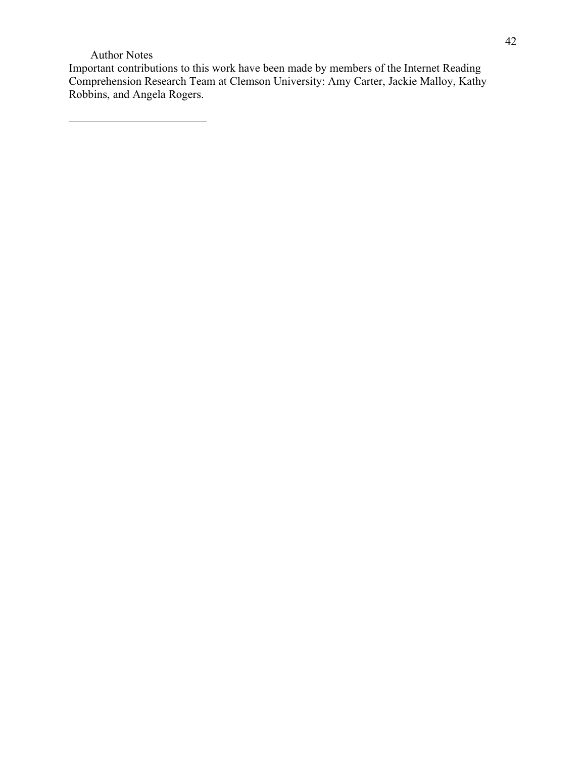Author Notes

Important contributions to this work have been made by members of the Internet Reading Comprehension Research Team at Clemson University: Amy Carter, Jackie Malloy, Kathy Robbins, and Angela Rogers.